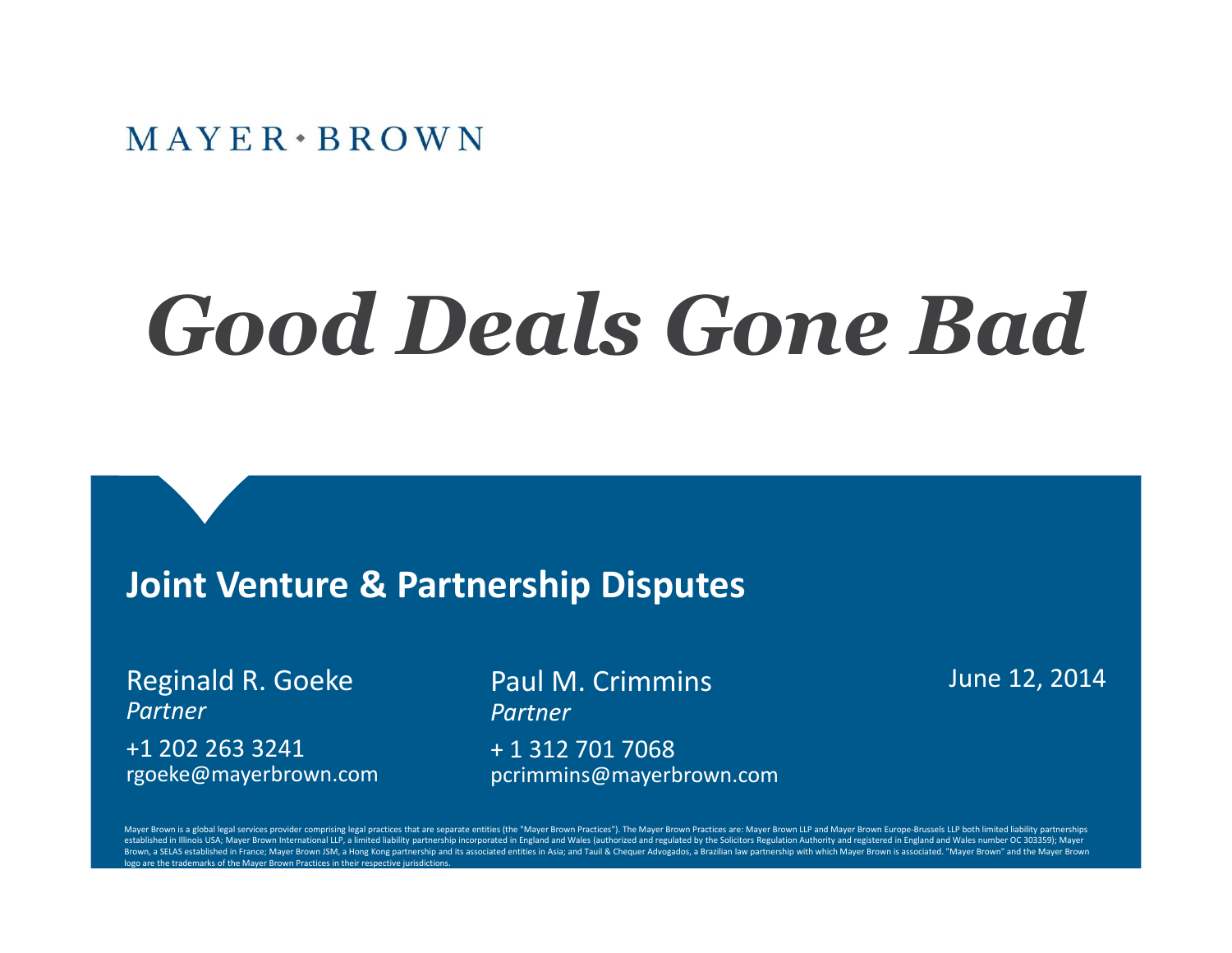MAYER • BROWN

# *Good Deals Gone Bad*

## Joint Venture & Partnership Disputes

Reginald R. Goeke
*Partner*
+1 202 263 3241
rgoeke@mayerbrown.com

Paul M. Crimmins
*Partner*
+ 1 312 701 7068
pcrimmins@mayerbrown.com

June 12, 2014

Mayer Brown is a global legal services provider comprising legal practices that are separate entities (the "Mayer Brown Practices"). The Mayer Brown Practices are: Mayer Brown LLP and Mayer Brown Europe-Brussels LLP both limited liability partnerships established in Illinois USA; Mayer Brown International LLP, a limited liability partnership incorporated in England and Wales (authorized and regulated by the Solicitors Regulation Authority and registered in England and Wales number OC 303359); Mayer Brown, a SELAS established in France; Mayer Brown JSM, a Hong Kong partnership and its associated entities in Asia; and Tauil & Chequer Advogados, a Brazilian law partnership with which Mayer Brown is associated. "Mayer Brown" and the Mayer Brown logo are the trademarks of the Mayer Brown Practices in their respective jurisdictions.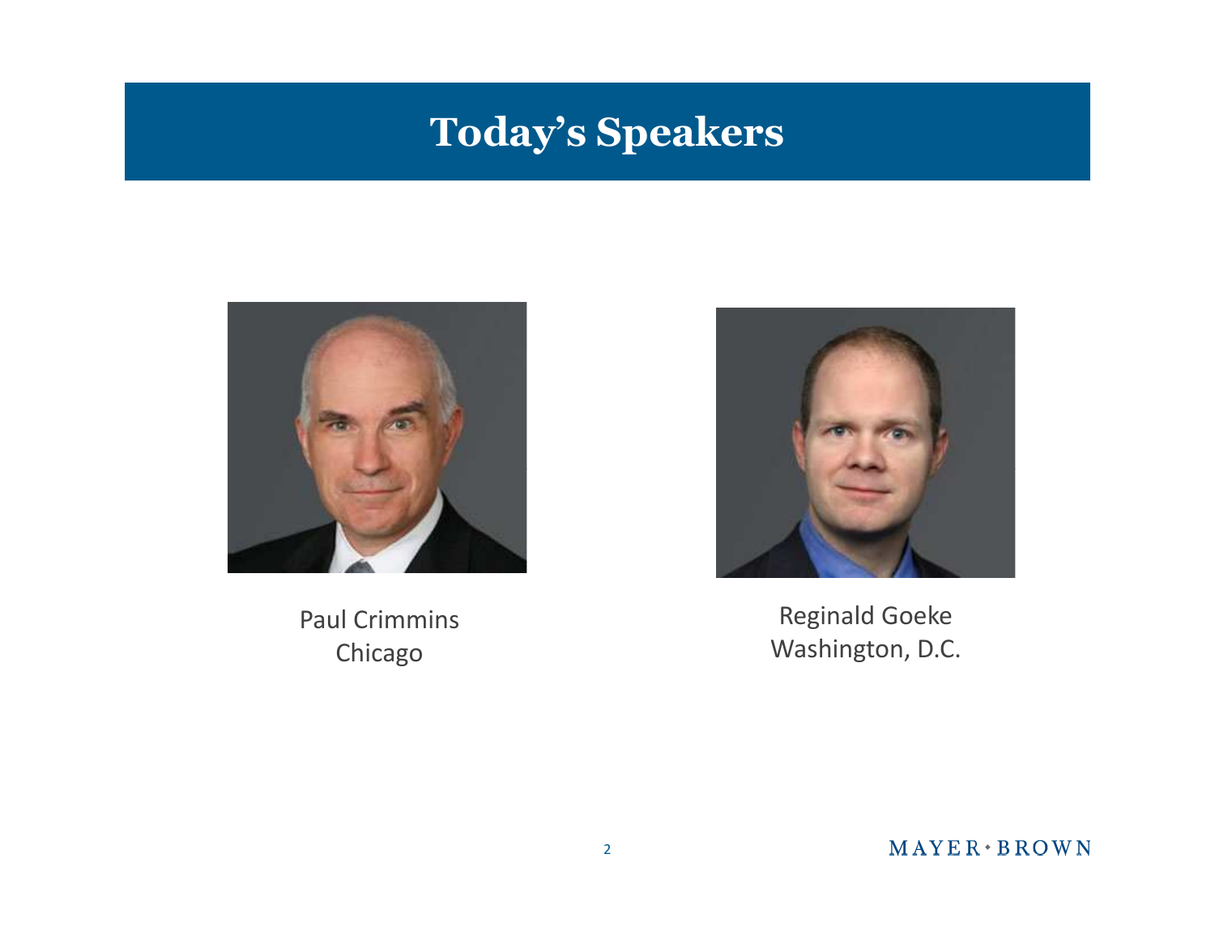# Today's Speakers

Paul Crimmins
Chicago

Reginald Goeke
Washington, D.C.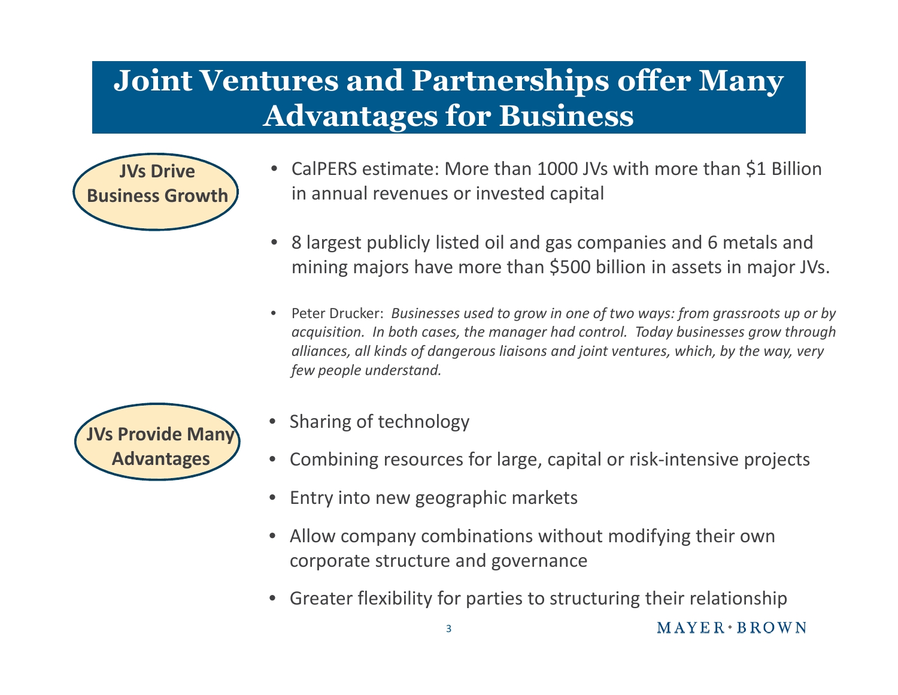# Joint Ventures and Partnerships offer Many Advantages for Business

**JVs Drive Business Growth**

- CalPERS estimate: More than 1000 JVs with more than $1 Billion in annual revenues or invested capital
- 8 largest publicly listed oil and gas companies and 6 metals and mining majors have more than $500 billion in assets in major JVs.
- Peter Drucker: *Businesses used to grow in one of two ways: from grassroots up or by acquisition. In both cases, the manager had control. Today businesses grow through alliances, all kinds of dangerous liaisons and joint ventures, which, by the way, very few people understand.*

**JVs Provide Many Advantages**

- Sharing of technology
- Combining resources for large, capital or risk-intensive projects
- Entry into new geographic markets
- Allow company combinations without modifying their own corporate structure and governance
- Greater flexibility for parties to structuring their relationship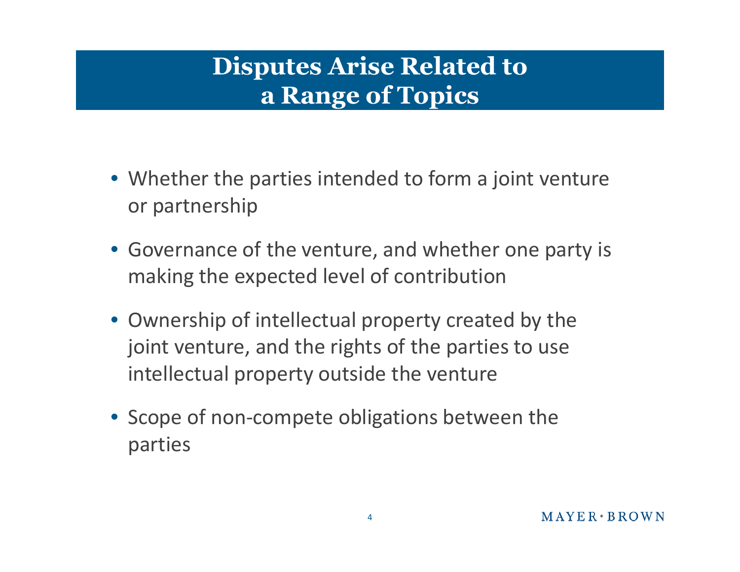# Disputes Arise Related to a Range of Topics

- Whether the parties intended to form a joint venture or partnership
- Governance of the venture, and whether one party is making the expected level of contribution
- Ownership of intellectual property created by the joint venture, and the rights of the parties to use intellectual property outside the venture
- Scope of non-compete obligations between the parties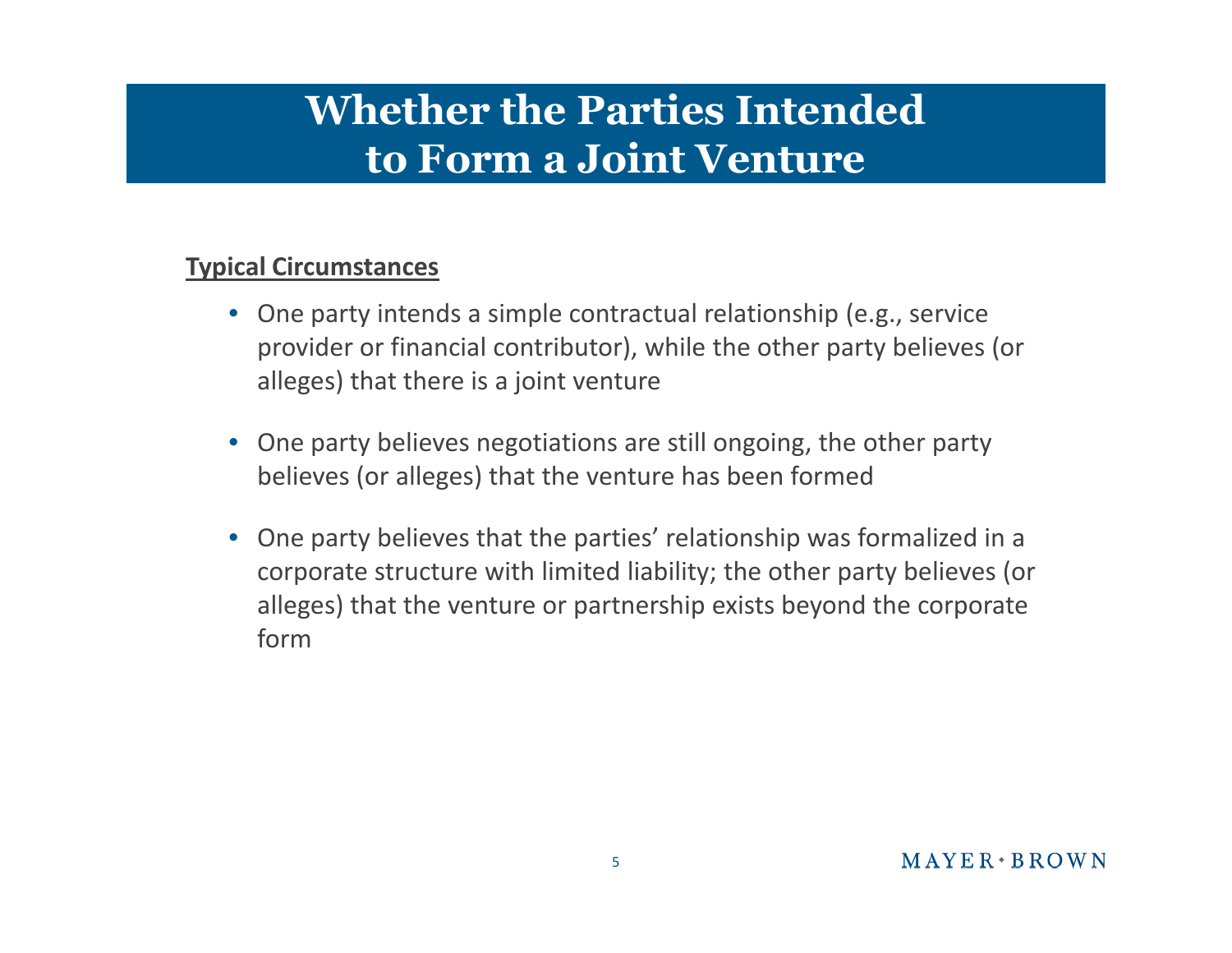# Whether the Parties Intended to Form a Joint Venture

**Typical Circumstances**

- One party intends a simple contractual relationship (e.g., service provider or financial contributor), while the other party believes (or alleges) that there is a joint venture
- One party believes negotiations are still ongoing, the other party believes (or alleges) that the venture has been formed
- One party believes that the parties' relationship was formalized in a corporate structure with limited liability; the other party believes (or alleges) that the venture or partnership exists beyond the corporate form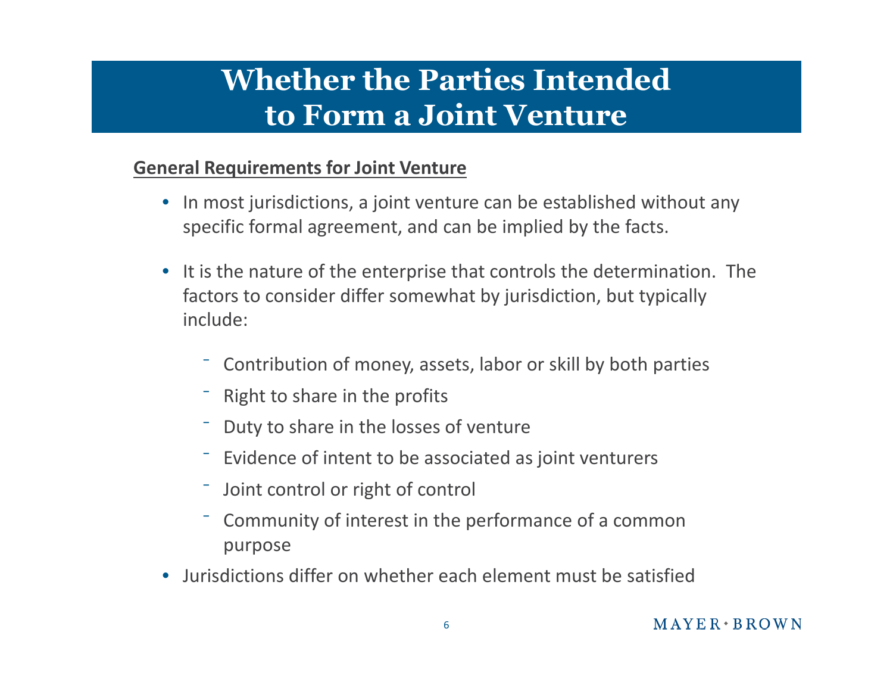# Whether the Parties Intended to Form a Joint Venture

**General Requirements for Joint Venture**

- In most jurisdictions, a joint venture can be established without any specific formal agreement, and can be implied by the facts.
- It is the nature of the enterprise that controls the determination. The factors to consider differ somewhat by jurisdiction, but typically include:
  - Contribution of money, assets, labor or skill by both parties
  - Right to share in the profits
  - Duty to share in the losses of venture
  - Evidence of intent to be associated as joint venturers
  - Joint control or right of control
  - Community of interest in the performance of a common purpose
- Jurisdictions differ on whether each element must be satisfied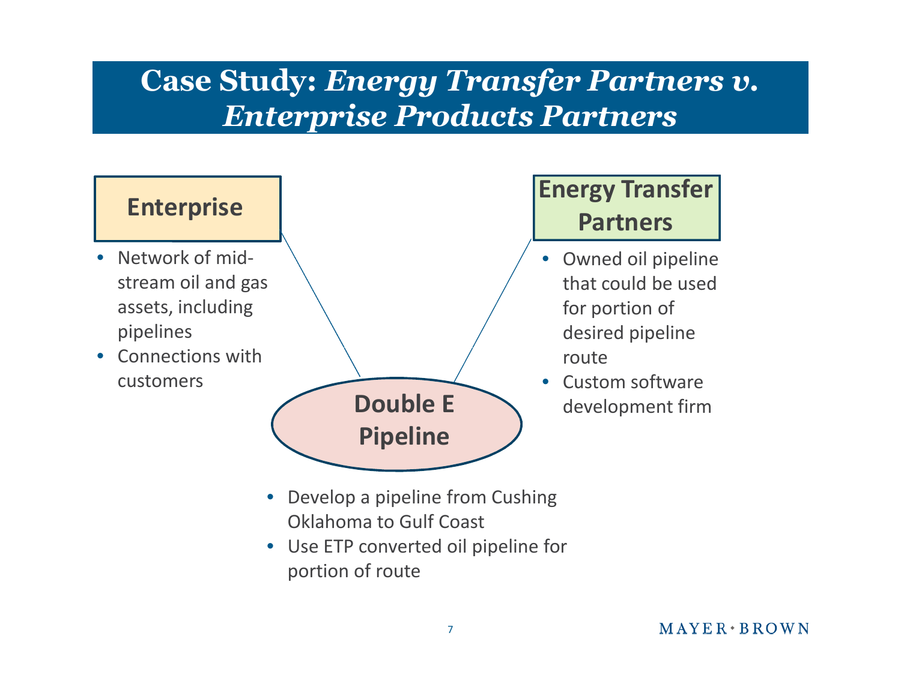# Case Study: *Energy Transfer Partners v. Enterprise Products Partners*

### Enterprise

- Network of mid-stream oil and gas assets, including pipelines
- Connections with customers

### Energy Transfer Partners

- Owned oil pipeline that could be used for portion of desired pipeline route
- Custom software development firm

### Double E Pipeline

- Develop a pipeline from Cushing Oklahoma to Gulf Coast
- Use ETP converted oil pipeline for portion of route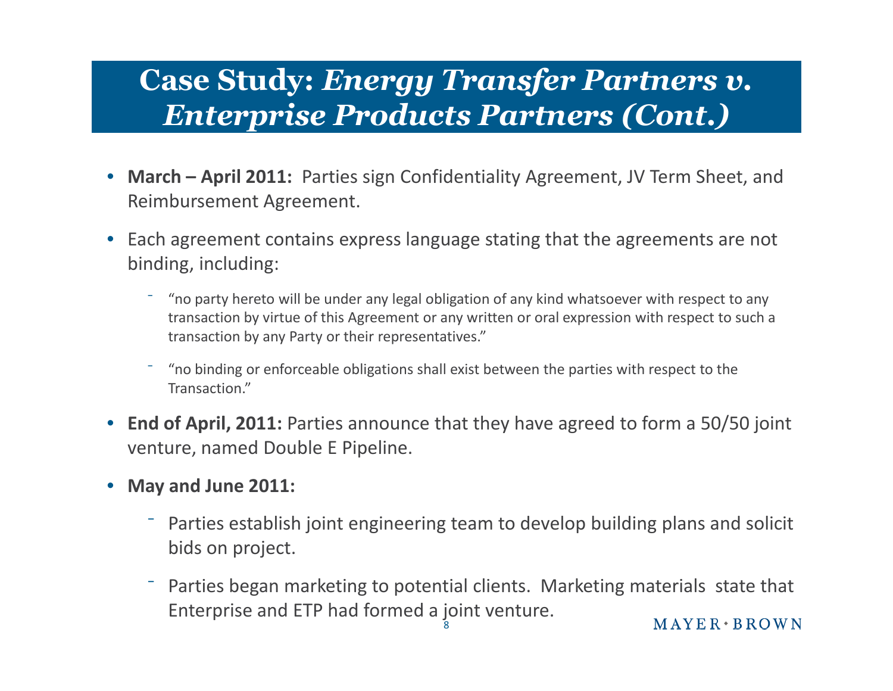# Case Study: *Energy Transfer Partners v. Enterprise Products Partners (Cont.)*

- **March – April 2011:** Parties sign Confidentiality Agreement, JV Term Sheet, and Reimbursement Agreement.
- Each agreement contains express language stating that the agreements are not binding, including:
  - "no party hereto will be under any legal obligation of any kind whatsoever with respect to any transaction by virtue of this Agreement or any written or oral expression with respect to such a transaction by any Party or their representatives."
  - "no binding or enforceable obligations shall exist between the parties with respect to the Transaction."
- **End of April, 2011:** Parties announce that they have agreed to form a 50/50 joint venture, named Double E Pipeline.
- **May and June 2011:**
  - Parties establish joint engineering team to develop building plans and solicit bids on project.
  - Parties began marketing to potential clients. Marketing materials state that Enterprise and ETP had formed a joint venture.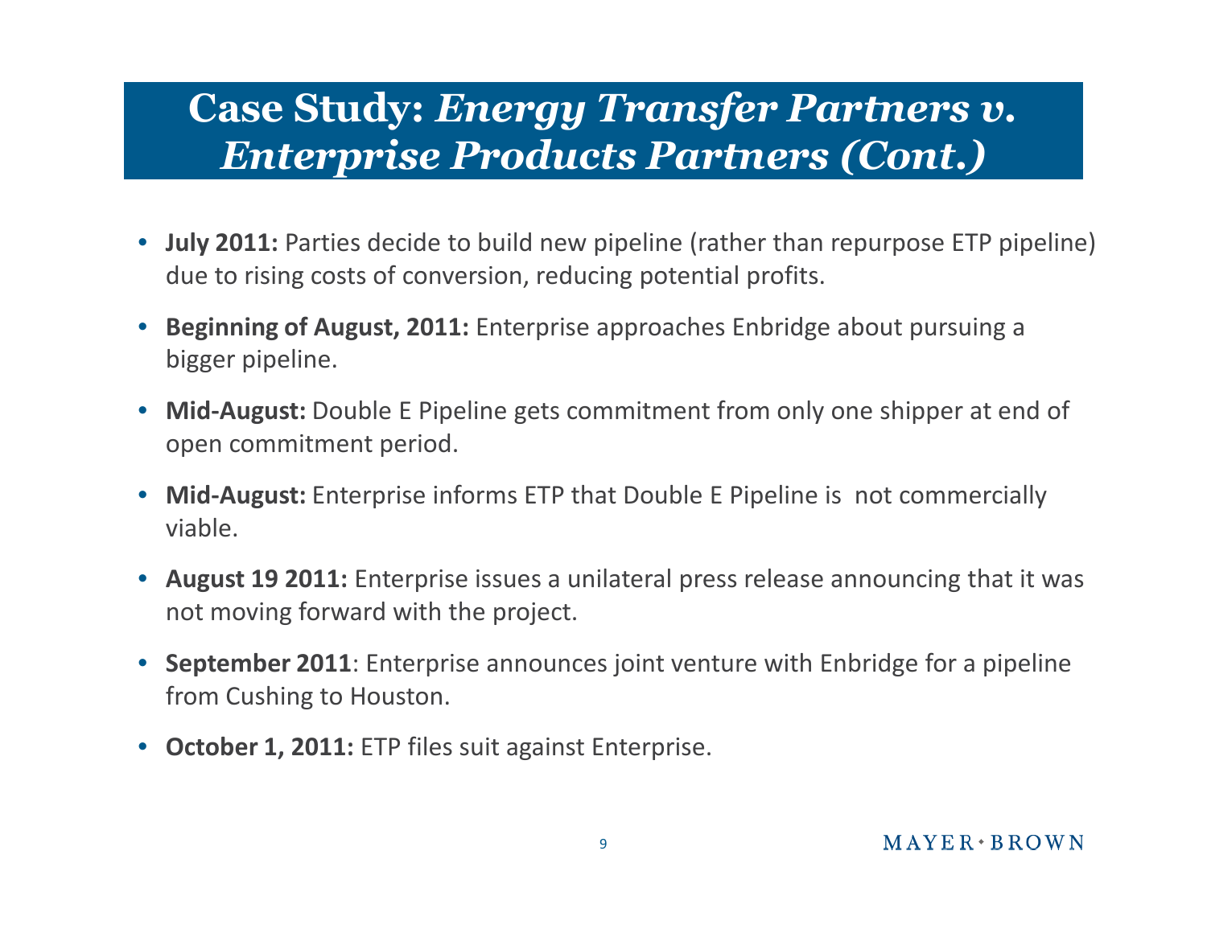# Case Study: *Energy Transfer Partners v. Enterprise Products Partners (Cont.)*

- **July 2011:** Parties decide to build new pipeline (rather than repurpose ETP pipeline) due to rising costs of conversion, reducing potential profits.
- **Beginning of August, 2011:** Enterprise approaches Enbridge about pursuing a bigger pipeline.
- **Mid-August:** Double E Pipeline gets commitment from only one shipper at end of open commitment period.
- **Mid-August:** Enterprise informs ETP that Double E Pipeline is not commercially viable.
- **August 19 2011:** Enterprise issues a unilateral press release announcing that it was not moving forward with the project.
- **September 2011**: Enterprise announces joint venture with Enbridge for a pipeline from Cushing to Houston.
- **October 1, 2011:** ETP files suit against Enterprise.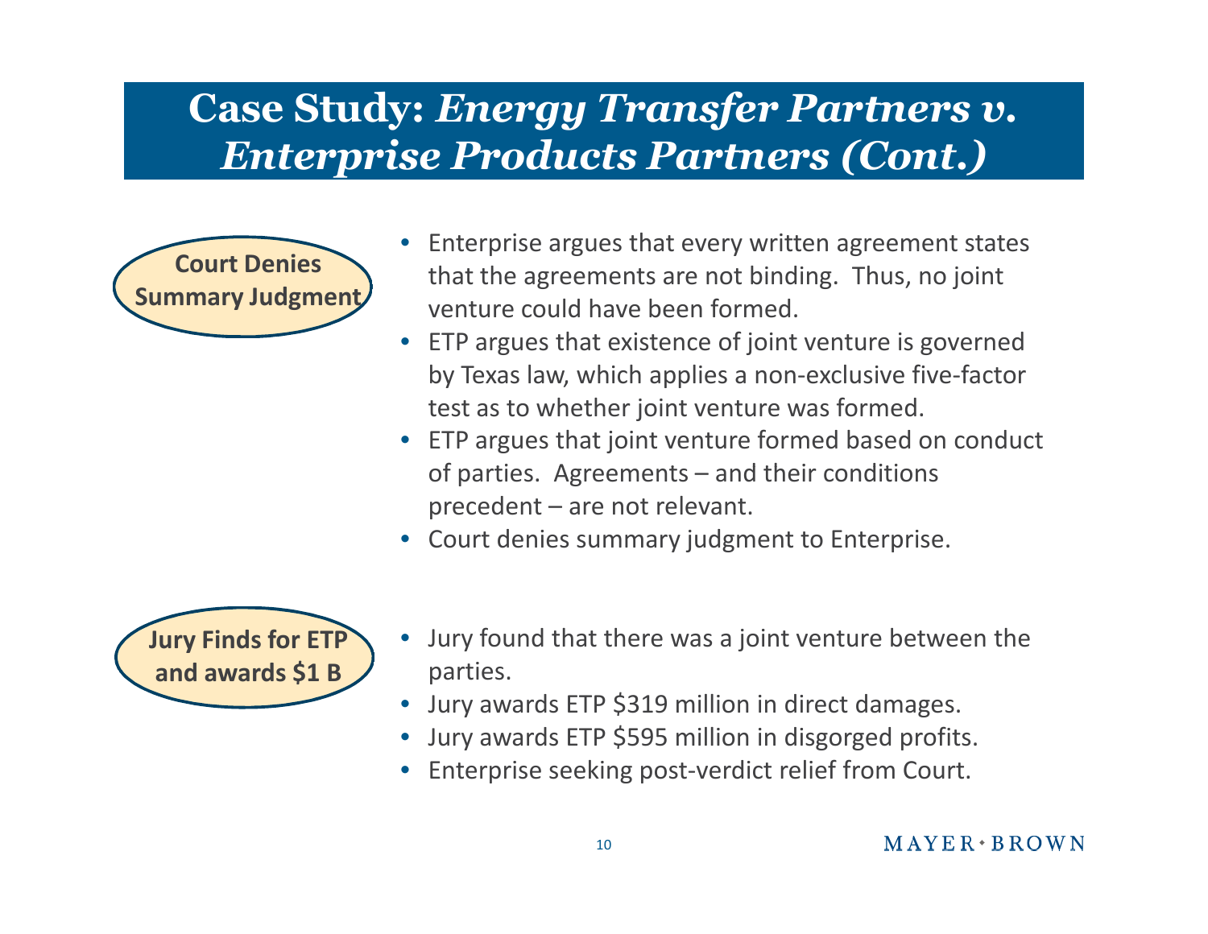# Case Study: *Energy Transfer Partners v. Enterprise Products Partners (Cont.)*

**Court Denies Summary Judgment**

- Enterprise argues that every written agreement states that the agreements are not binding. Thus, no joint venture could have been formed.
- ETP argues that existence of joint venture is governed by Texas law, which applies a non-exclusive five-factor test as to whether joint venture was formed.
- ETP argues that joint venture formed based on conduct of parties. Agreements – and their conditions precedent – are not relevant.
- Court denies summary judgment to Enterprise.

**Jury Finds for ETP and awards $1 B**

- Jury found that there was a joint venture between the parties.
- Jury awards ETP $319 million in direct damages.
- Jury awards ETP $595 million in disgorged profits.
- Enterprise seeking post-verdict relief from Court.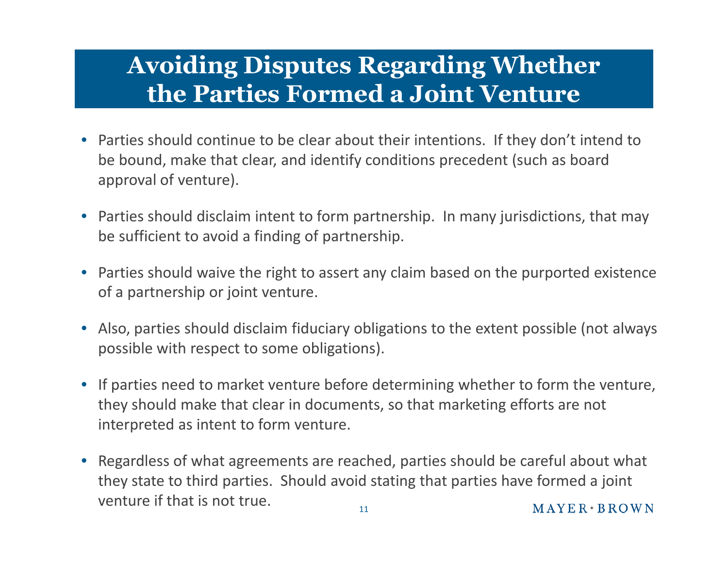# Avoiding Disputes Regarding Whether the Parties Formed a Joint Venture

- Parties should continue to be clear about their intentions. If they don't intend to be bound, make that clear, and identify conditions precedent (such as board approval of venture).
- Parties should disclaim intent to form partnership. In many jurisdictions, that may be sufficient to avoid a finding of partnership.
- Parties should waive the right to assert any claim based on the purported existence of a partnership or joint venture.
- Also, parties should disclaim fiduciary obligations to the extent possible (not always possible with respect to some obligations).
- If parties need to market venture before determining whether to form the venture, they should make that clear in documents, so that marketing efforts are not interpreted as intent to form venture.
- Regardless of what agreements are reached, parties should be careful about what they state to third parties. Should avoid stating that parties have formed a joint venture if that is not true.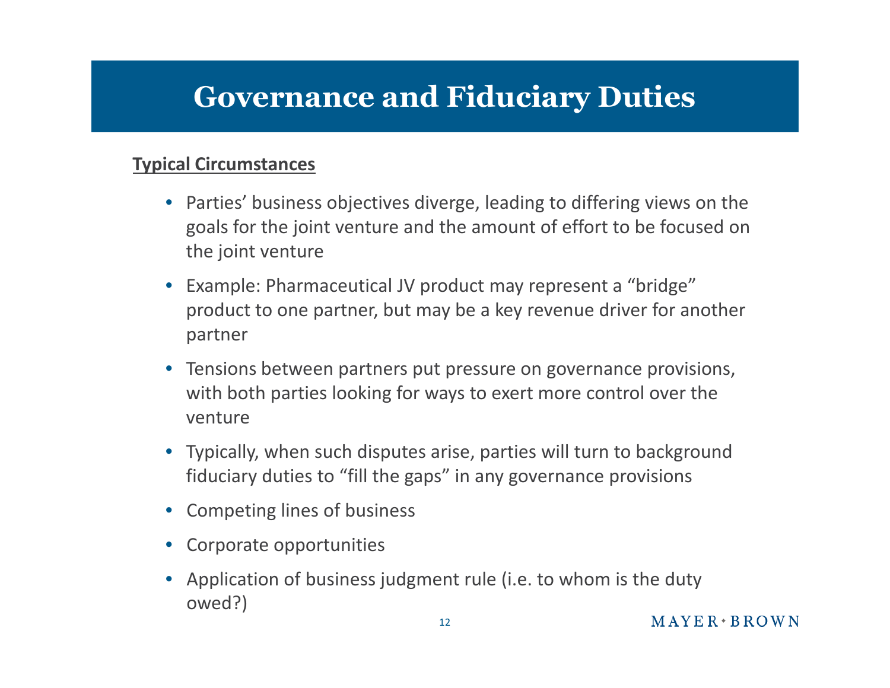# Governance and Fiduciary Duties

**Typical Circumstances**

- Parties' business objectives diverge, leading to differing views on the goals for the joint venture and the amount of effort to be focused on the joint venture
- Example: Pharmaceutical JV product may represent a "bridge" product to one partner, but may be a key revenue driver for another partner
- Tensions between partners put pressure on governance provisions, with both parties looking for ways to exert more control over the venture
- Typically, when such disputes arise, parties will turn to background fiduciary duties to "fill the gaps" in any governance provisions
- Competing lines of business
- Corporate opportunities
- Application of business judgment rule (i.e. to whom is the duty owed?)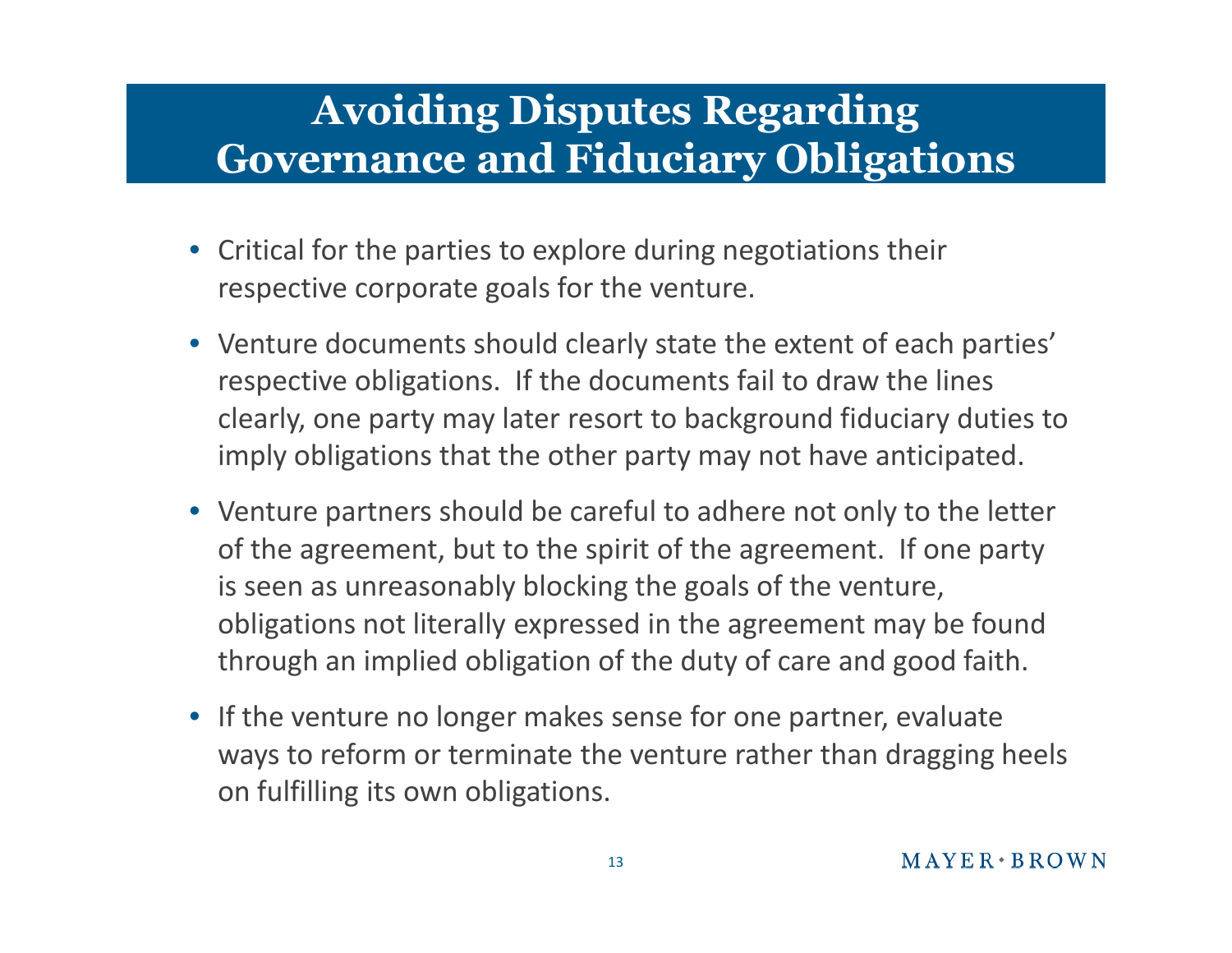# Avoiding Disputes Regarding Governance and Fiduciary Obligations

- Critical for the parties to explore during negotiations their respective corporate goals for the venture.
- Venture documents should clearly state the extent of each parties' respective obligations. If the documents fail to draw the lines clearly, one party may later resort to background fiduciary duties to imply obligations that the other party may not have anticipated.
- Venture partners should be careful to adhere not only to the letter of the agreement, but to the spirit of the agreement. If one party is seen as unreasonably blocking the goals of the venture, obligations not literally expressed in the agreement may be found through an implied obligation of the duty of care and good faith.
- If the venture no longer makes sense for one partner, evaluate ways to reform or terminate the venture rather than dragging heels on fulfilling its own obligations.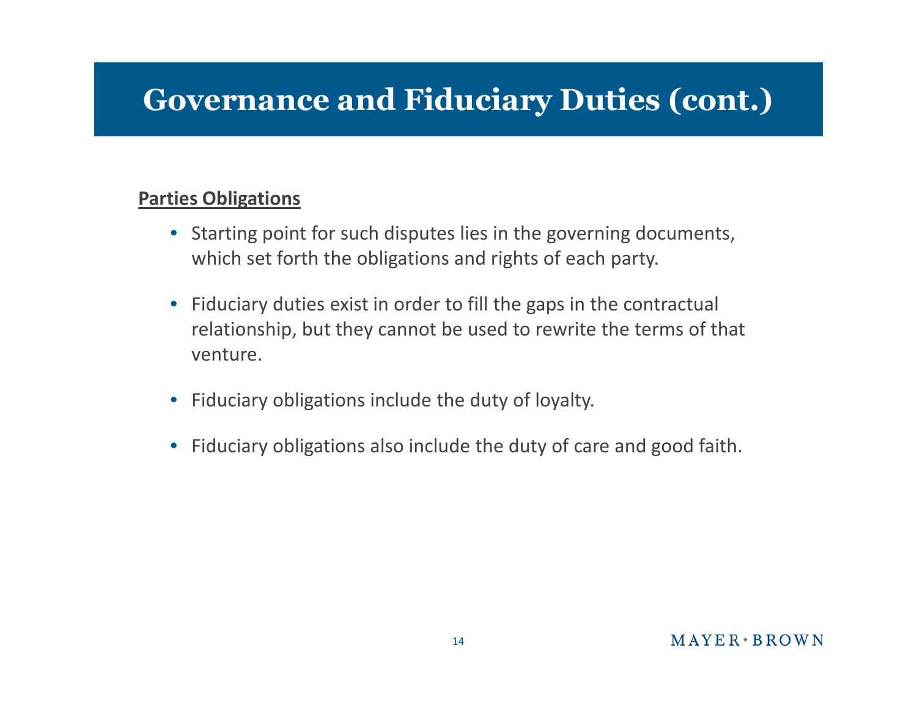# Governance and Fiduciary Duties (cont.)

**Parties Obligations**

- Starting point for such disputes lies in the governing documents, which set forth the obligations and rights of each party.
- Fiduciary duties exist in order to fill the gaps in the contractual relationship, but they cannot be used to rewrite the terms of that venture.
- Fiduciary obligations include the duty of loyalty.
- Fiduciary obligations also include the duty of care and good faith.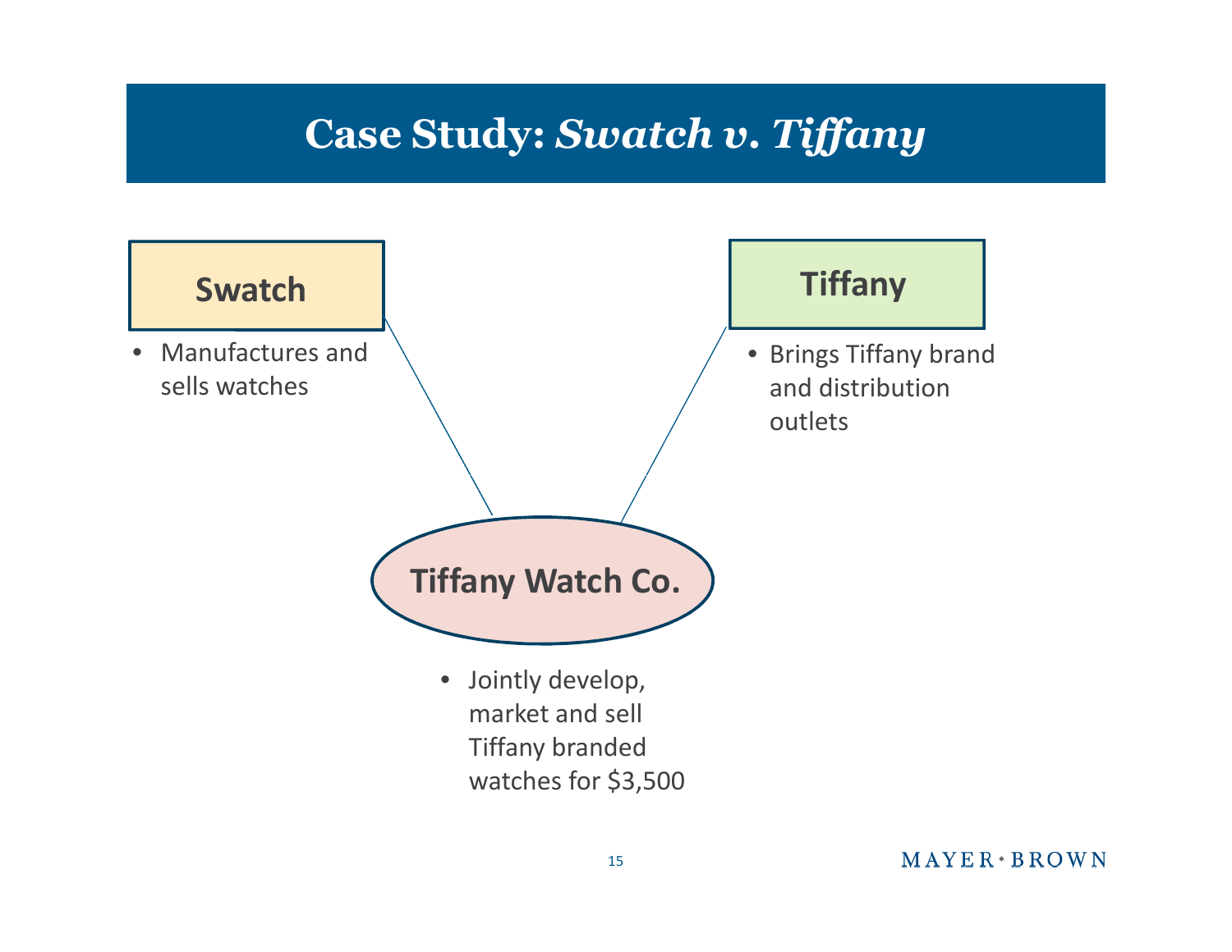# Case Study: *Swatch v. Tiffany*

**Swatch**

- Manufactures and sells watches

**Tiffany**

- Brings Tiffany brand and distribution outlets

**Tiffany Watch Co.**

- Jointly develop, market and sell Tiffany branded watches for $3,500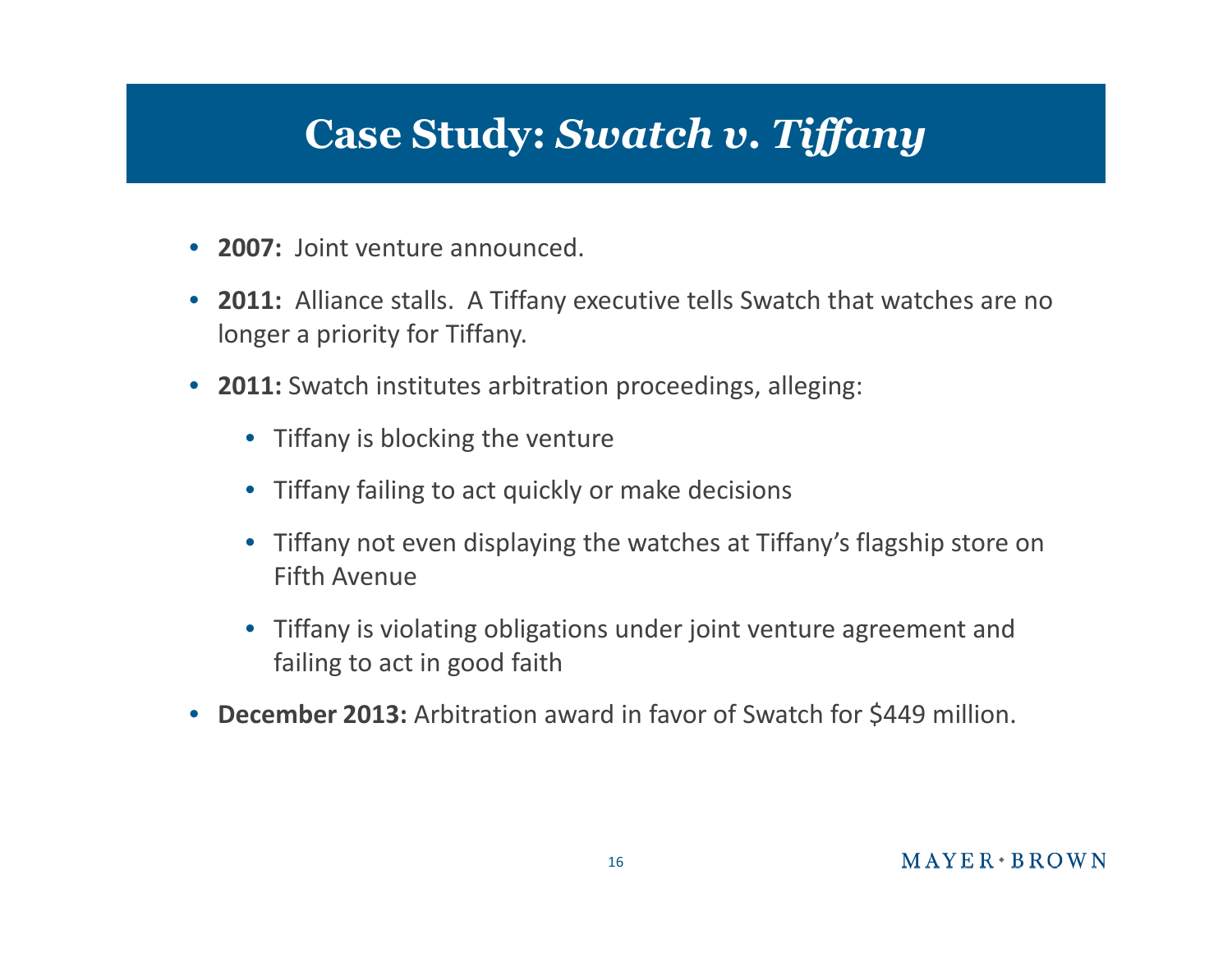# Case Study: *Swatch v. Tiffany*

- **2007:** Joint venture announced.
- **2011:** Alliance stalls. A Tiffany executive tells Swatch that watches are no longer a priority for Tiffany.
- **2011:** Swatch institutes arbitration proceedings, alleging:
  - Tiffany is blocking the venture
  - Tiffany failing to act quickly or make decisions
  - Tiffany not even displaying the watches at Tiffany's flagship store on Fifth Avenue
  - Tiffany is violating obligations under joint venture agreement and failing to act in good faith
- **December 2013:** Arbitration award in favor of Swatch for $449 million.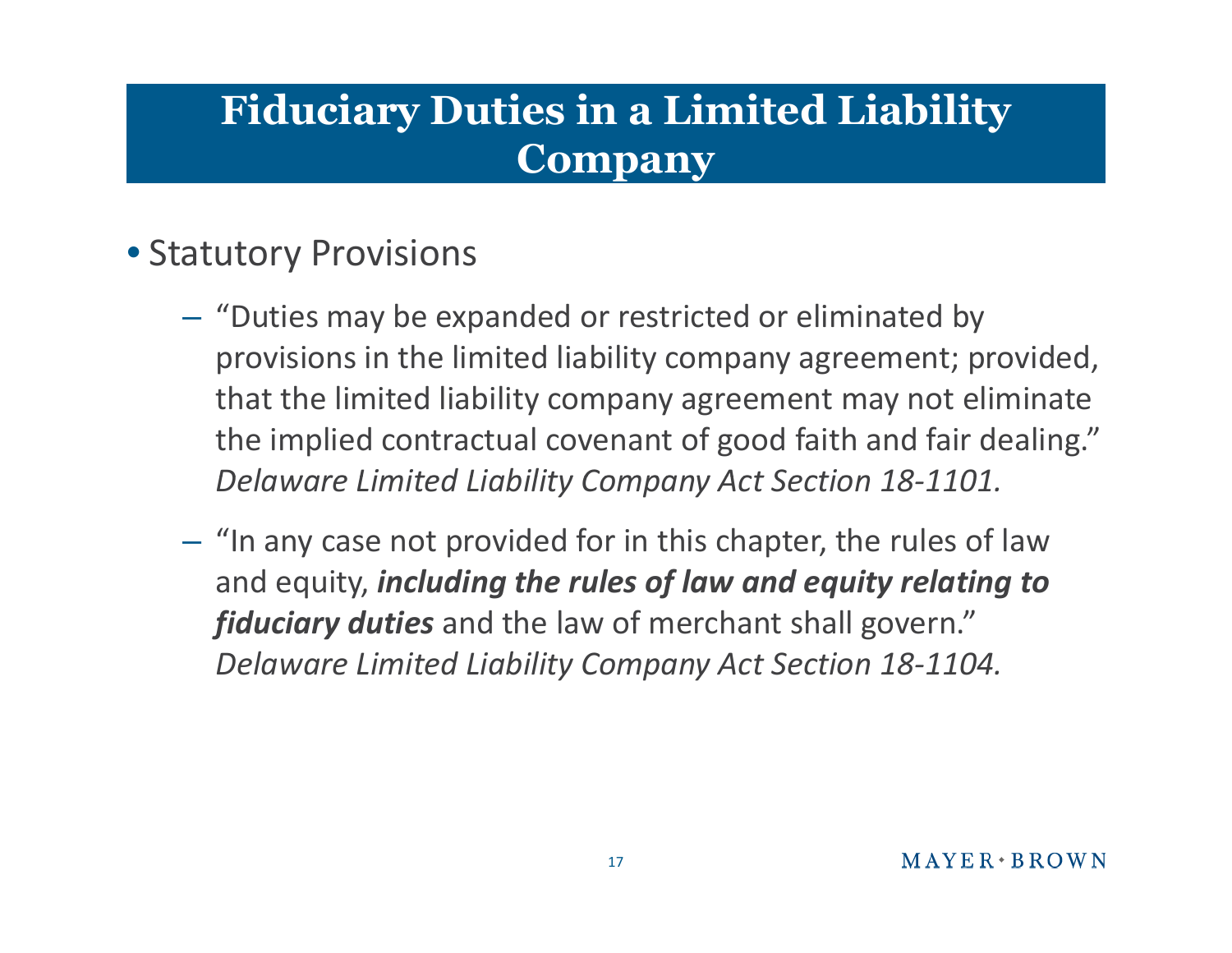# Fiduciary Duties in a Limited Liability Company

- Statutory Provisions
  - "Duties may be expanded or restricted or eliminated by provisions in the limited liability company agreement; provided, that the limited liability company agreement may not eliminate the implied contractual covenant of good faith and fair dealing." *Delaware Limited Liability Company Act Section 18-1101.*
  - "In any case not provided for in this chapter, the rules of law and equity, ***including the rules of law and equity relating to fiduciary duties*** and the law of merchant shall govern." *Delaware Limited Liability Company Act Section 18-1104.*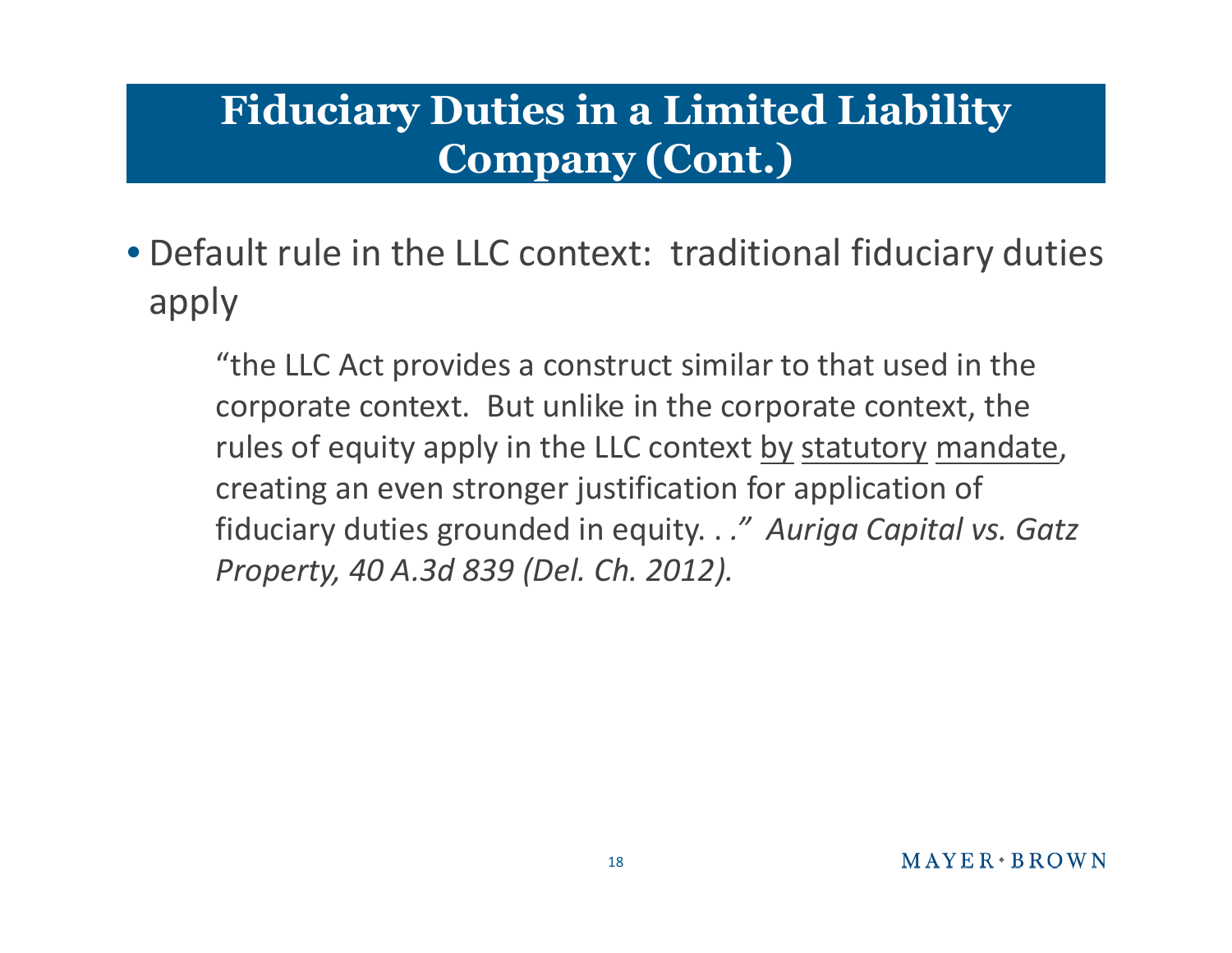# Fiduciary Duties in a Limited Liability Company (Cont.)

- Default rule in the LLC context: traditional fiduciary duties apply

> "the LLC Act provides a construct similar to that used in the corporate context. But unlike in the corporate context, the rules of equity apply in the LLC context <u>by statutory mandate</u>, creating an even stronger justification for application of fiduciary duties grounded in equity. . ." *Auriga Capital vs. Gatz Property, 40 A.3d 839 (Del. Ch. 2012).*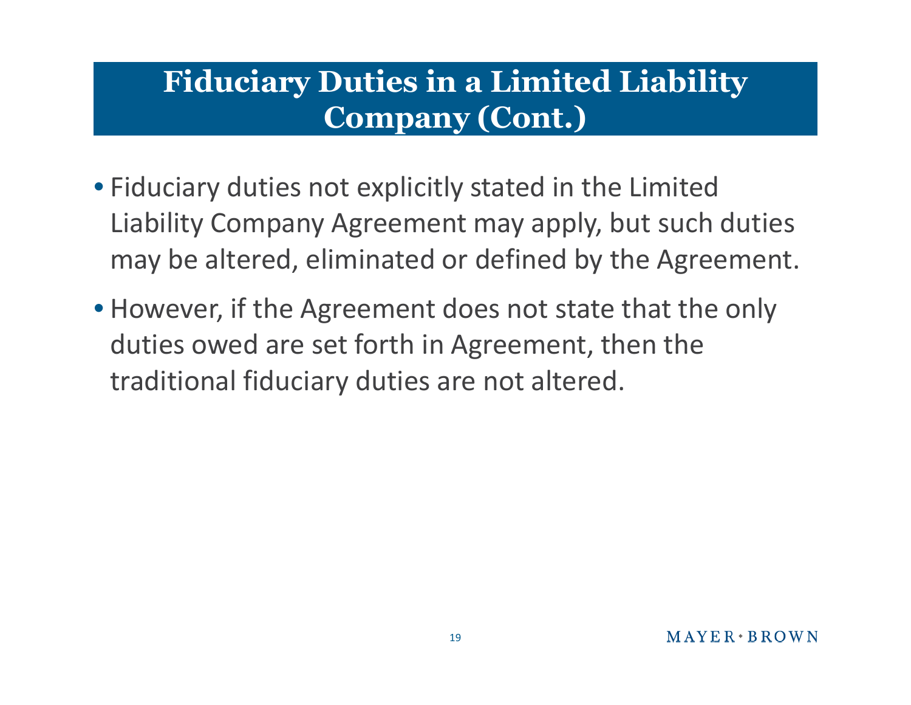# Fiduciary Duties in a Limited Liability Company (Cont.)

- Fiduciary duties not explicitly stated in the Limited Liability Company Agreement may apply, but such duties may be altered, eliminated or defined by the Agreement.
- However, if the Agreement does not state that the only duties owed are set forth in Agreement, then the traditional fiduciary duties are not altered.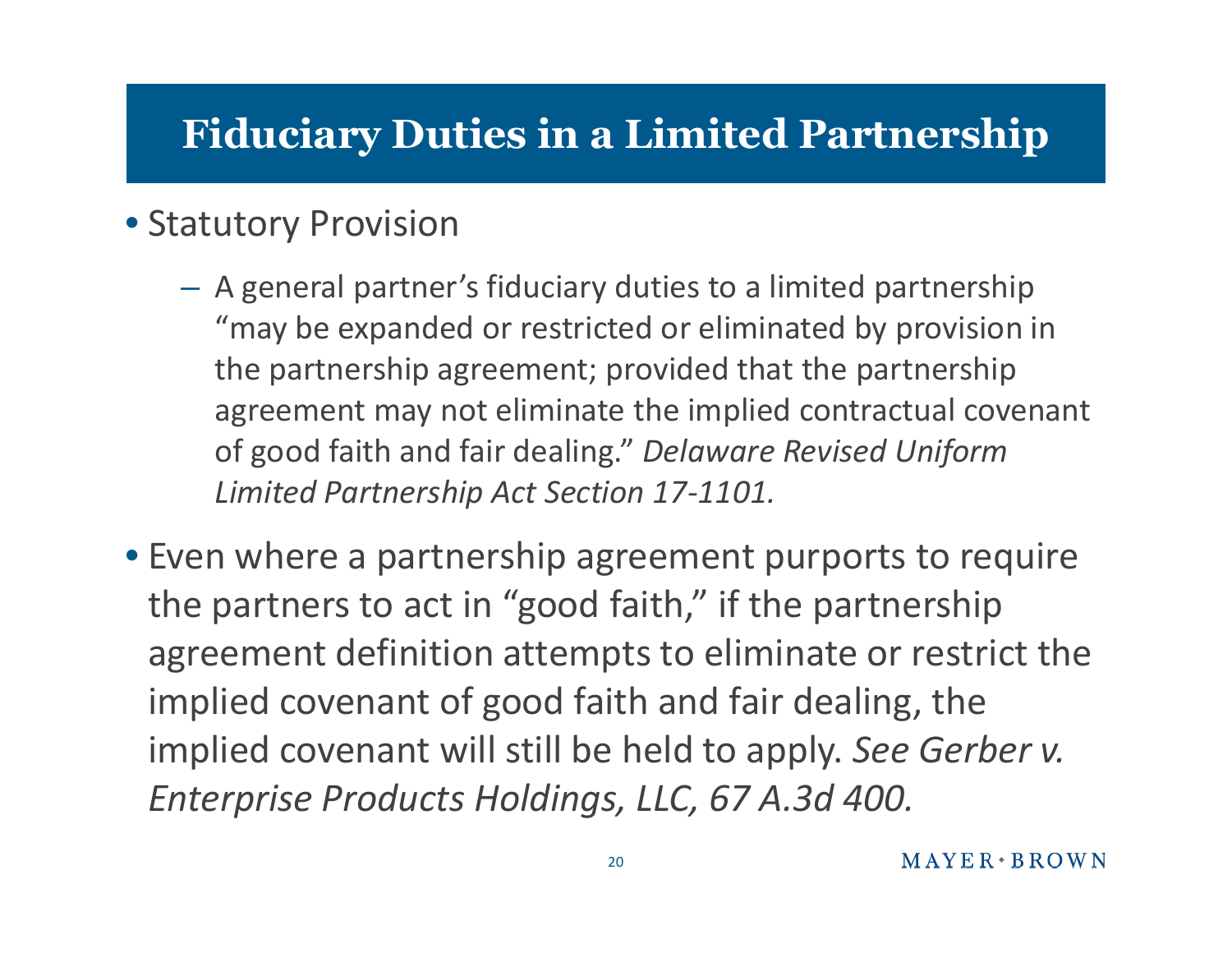# Fiduciary Duties in a Limited Partnership

- Statutory Provision
  - A general partner's fiduciary duties to a limited partnership "may be expanded or restricted or eliminated by provision in the partnership agreement; provided that the partnership agreement may not eliminate the implied contractual covenant of good faith and fair dealing." *Delaware Revised Uniform Limited Partnership Act Section 17-1101.*
- Even where a partnership agreement purports to require the partners to act in "good faith," if the partnership agreement definition attempts to eliminate or restrict the implied covenant of good faith and fair dealing, the implied covenant will still be held to apply. *See Gerber v. Enterprise Products Holdings, LLC, 67 A.3d 400.*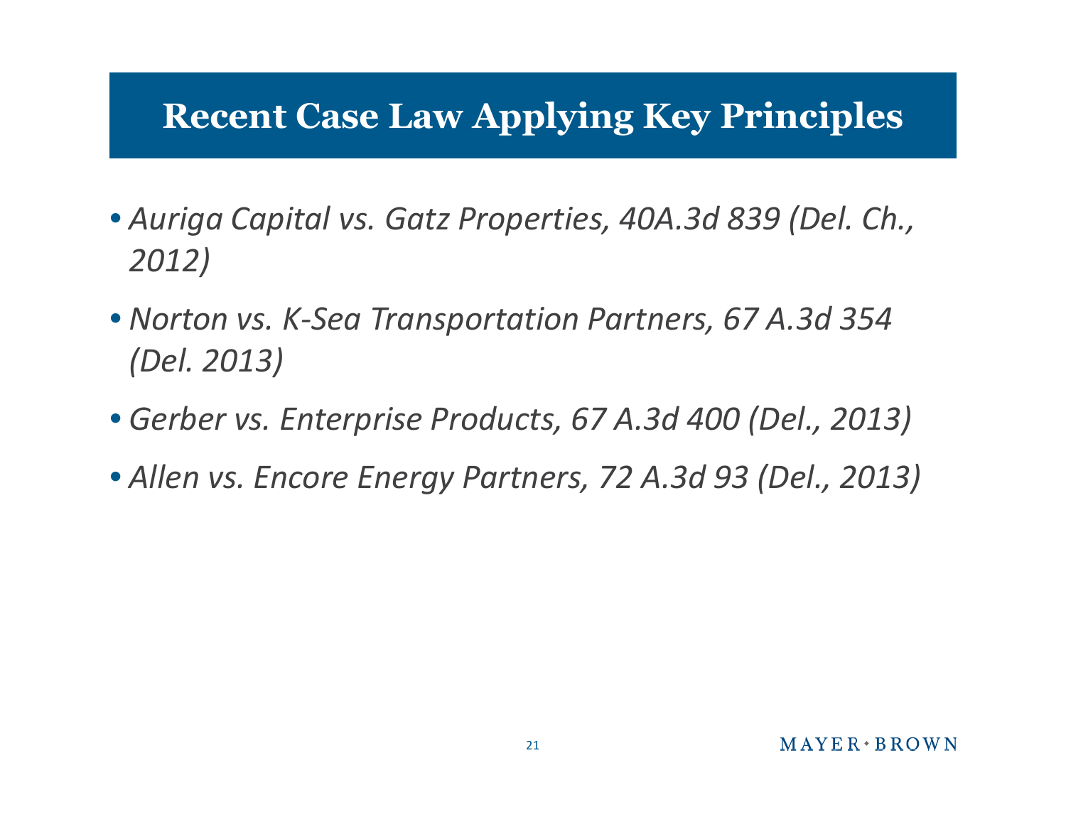# Recent Case Law Applying Key Principles

- *Auriga Capital vs. Gatz Properties, 40A.3d 839 (Del. Ch., 2012)*
- *Norton vs. K-Sea Transportation Partners, 67 A.3d 354 (Del. 2013)*
- *Gerber vs. Enterprise Products, 67 A.3d 400 (Del., 2013)*
- *Allen vs. Encore Energy Partners, 72 A.3d 93 (Del., 2013)*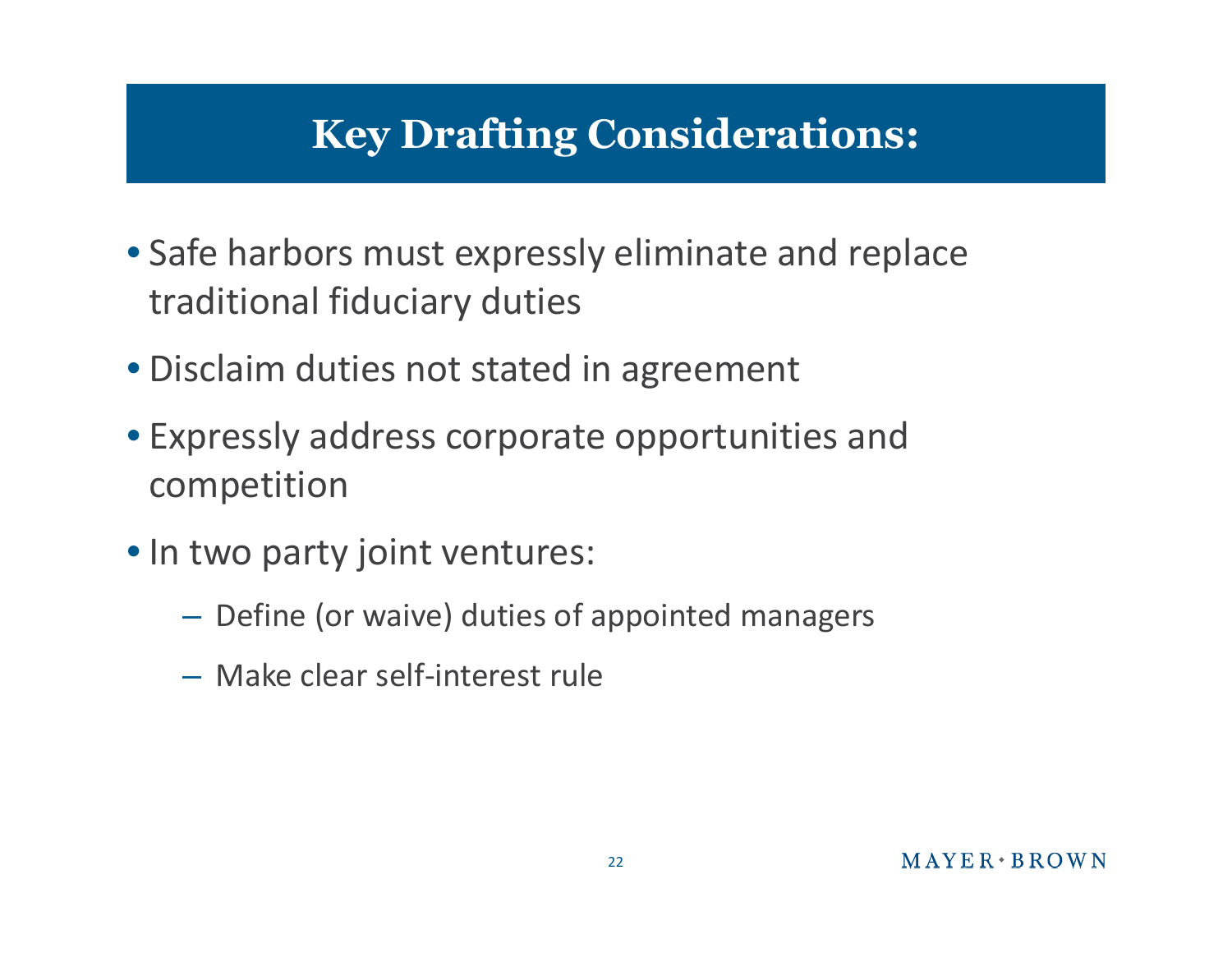# Key Drafting Considerations:

- Safe harbors must expressly eliminate and replace traditional fiduciary duties
- Disclaim duties not stated in agreement
- Expressly address corporate opportunities and competition
- In two party joint ventures:
  - Define (or waive) duties of appointed managers
  - Make clear self-interest rule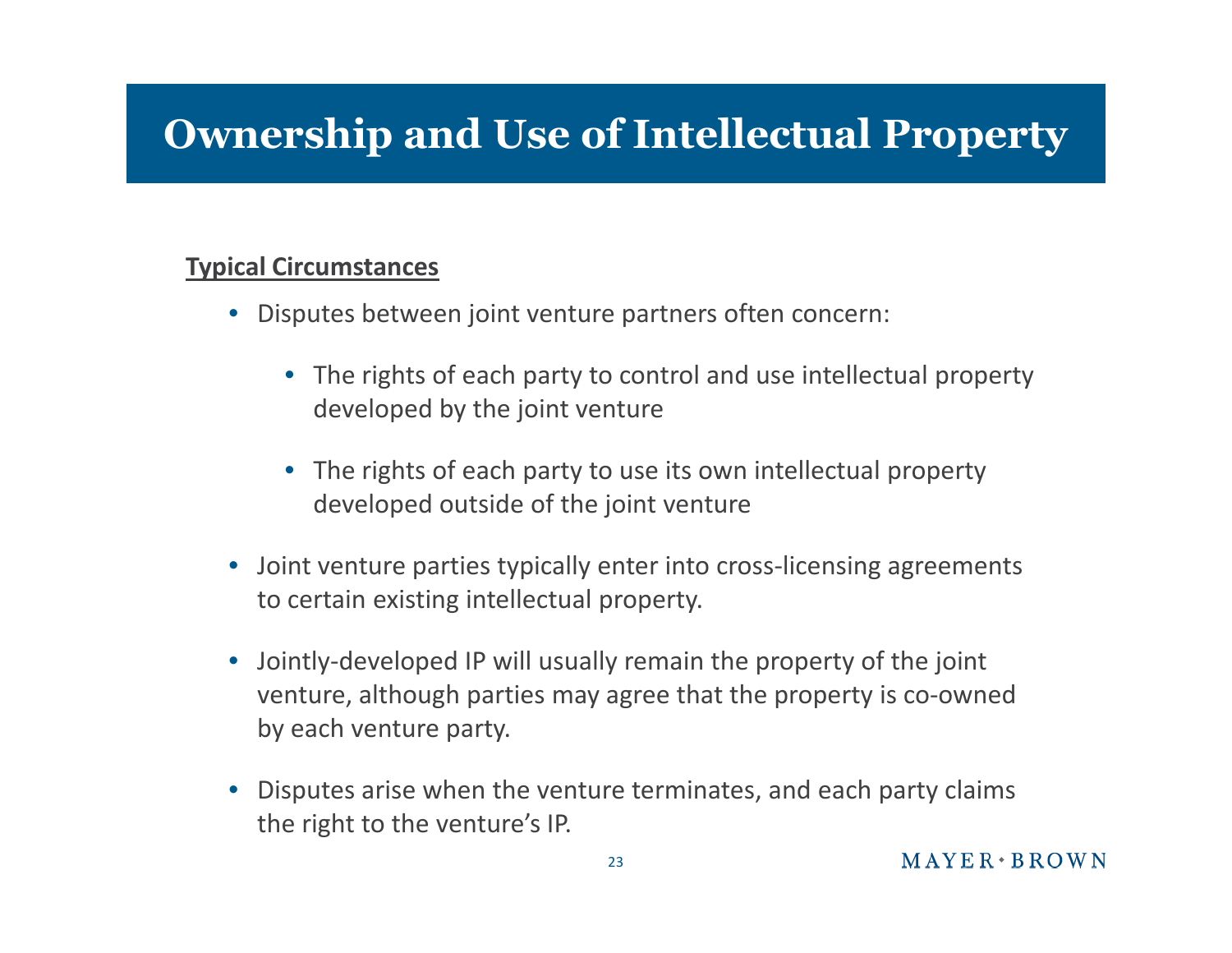# Ownership and Use of Intellectual Property

**Typical Circumstances**

- Disputes between joint venture partners often concern:
  - The rights of each party to control and use intellectual property developed by the joint venture
  - The rights of each party to use its own intellectual property developed outside of the joint venture
- Joint venture parties typically enter into cross-licensing agreements to certain existing intellectual property.
- Jointly-developed IP will usually remain the property of the joint venture, although parties may agree that the property is co-owned by each venture party.
- Disputes arise when the venture terminates, and each party claims the right to the venture's IP.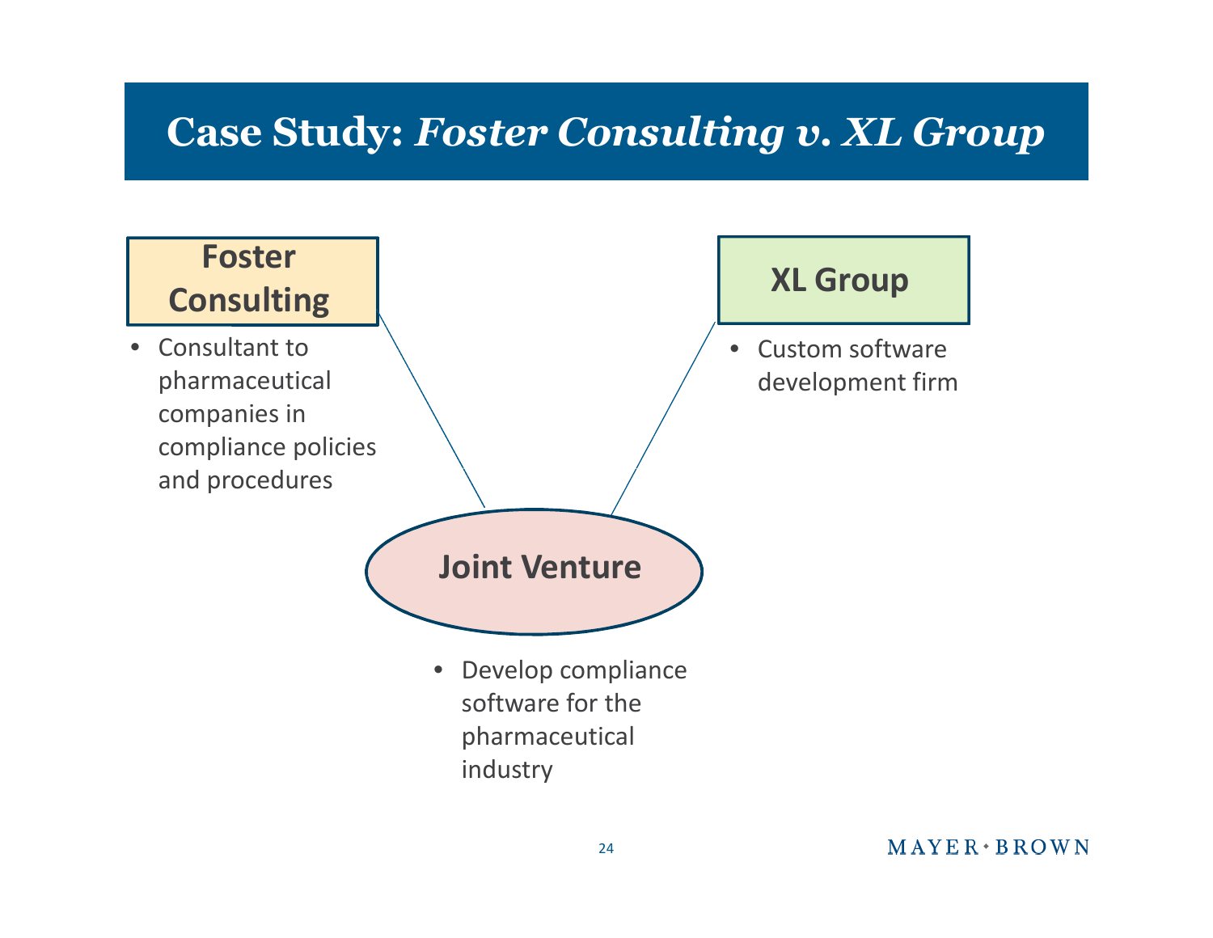# Case Study: *Foster Consulting v. XL Group*

**Foster Consulting**

- Consultant to pharmaceutical companies in compliance policies and procedures

**XL Group**

- Custom software development firm

**Joint Venture**

- Develop compliance software for the pharmaceutical industry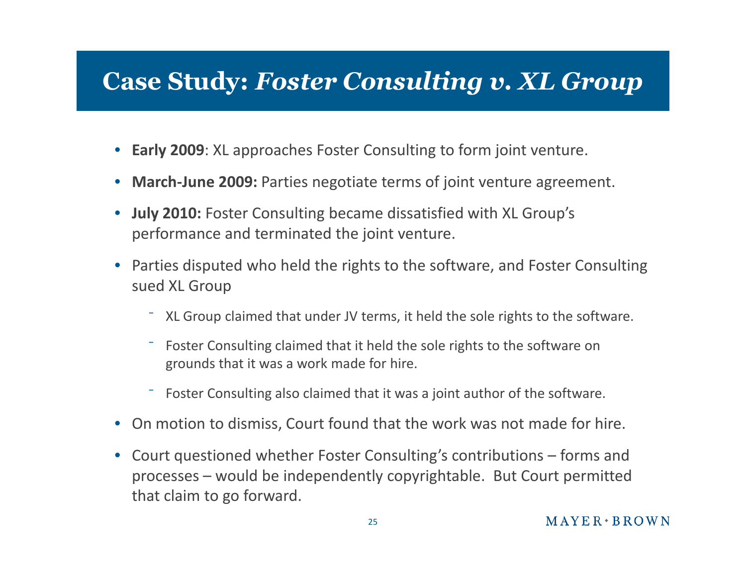# Case Study: *Foster Consulting v. XL Group*

- **Early 2009**: XL approaches Foster Consulting to form joint venture.
- **March-June 2009:** Parties negotiate terms of joint venture agreement.
- **July 2010:** Foster Consulting became dissatisfied with XL Group's performance and terminated the joint venture.
- Parties disputed who held the rights to the software, and Foster Consulting sued XL Group
  - XL Group claimed that under JV terms, it held the sole rights to the software.
  - Foster Consulting claimed that it held the sole rights to the software on grounds that it was a work made for hire.
  - Foster Consulting also claimed that it was a joint author of the software.
- On motion to dismiss, Court found that the work was not made for hire.
- Court questioned whether Foster Consulting's contributions – forms and processes – would be independently copyrightable. But Court permitted that claim to go forward.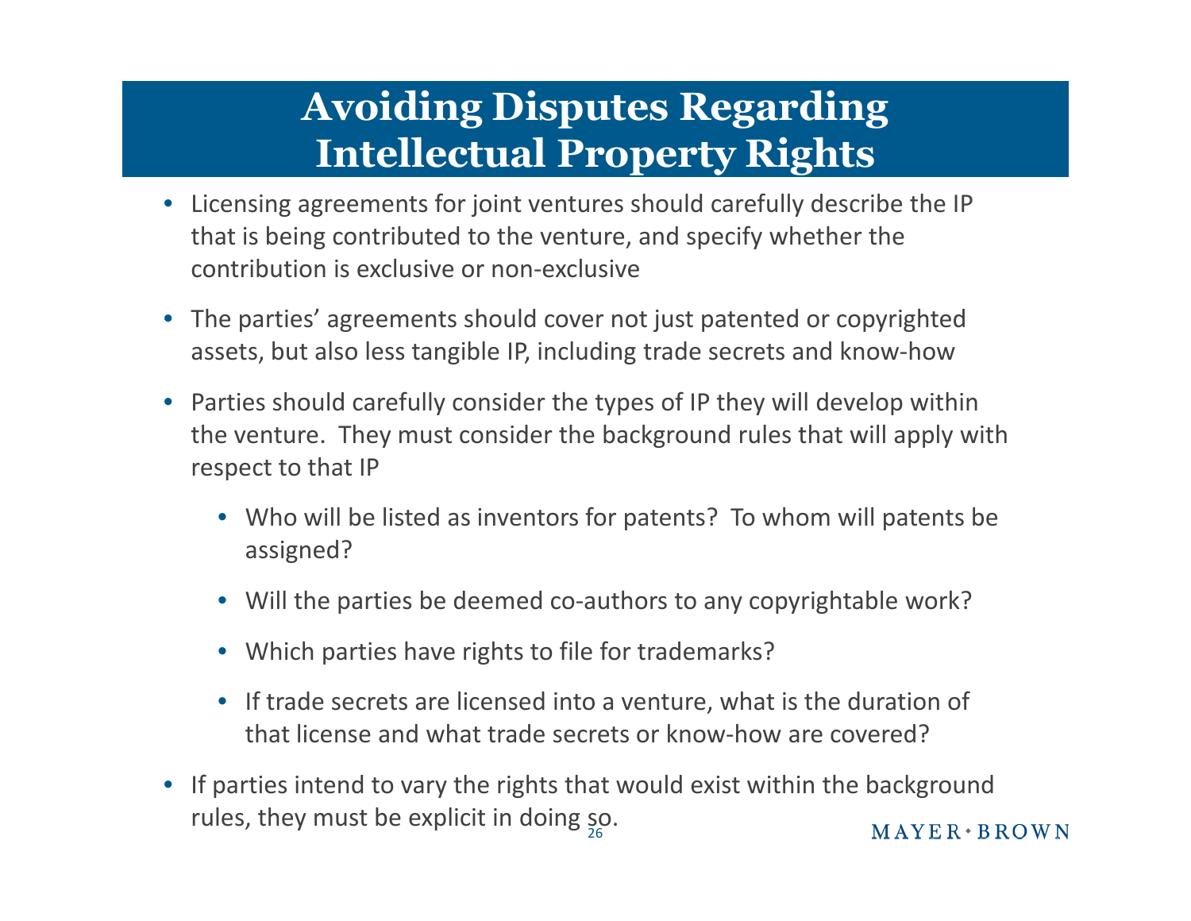# Avoiding Disputes Regarding Intellectual Property Rights

- Licensing agreements for joint ventures should carefully describe the IP that is being contributed to the venture, and specify whether the contribution is exclusive or non-exclusive
- The parties' agreements should cover not just patented or copyrighted assets, but also less tangible IP, including trade secrets and know-how
- Parties should carefully consider the types of IP they will develop within the venture. They must consider the background rules that will apply with respect to that IP
  - Who will be listed as inventors for patents? To whom will patents be assigned?
  - Will the parties be deemed co-authors to any copyrightable work?
  - Which parties have rights to file for trademarks?
  - If trade secrets are licensed into a venture, what is the duration of that license and what trade secrets or know-how are covered?
- If parties intend to vary the rights that would exist within the background rules, they must be explicit in doing so.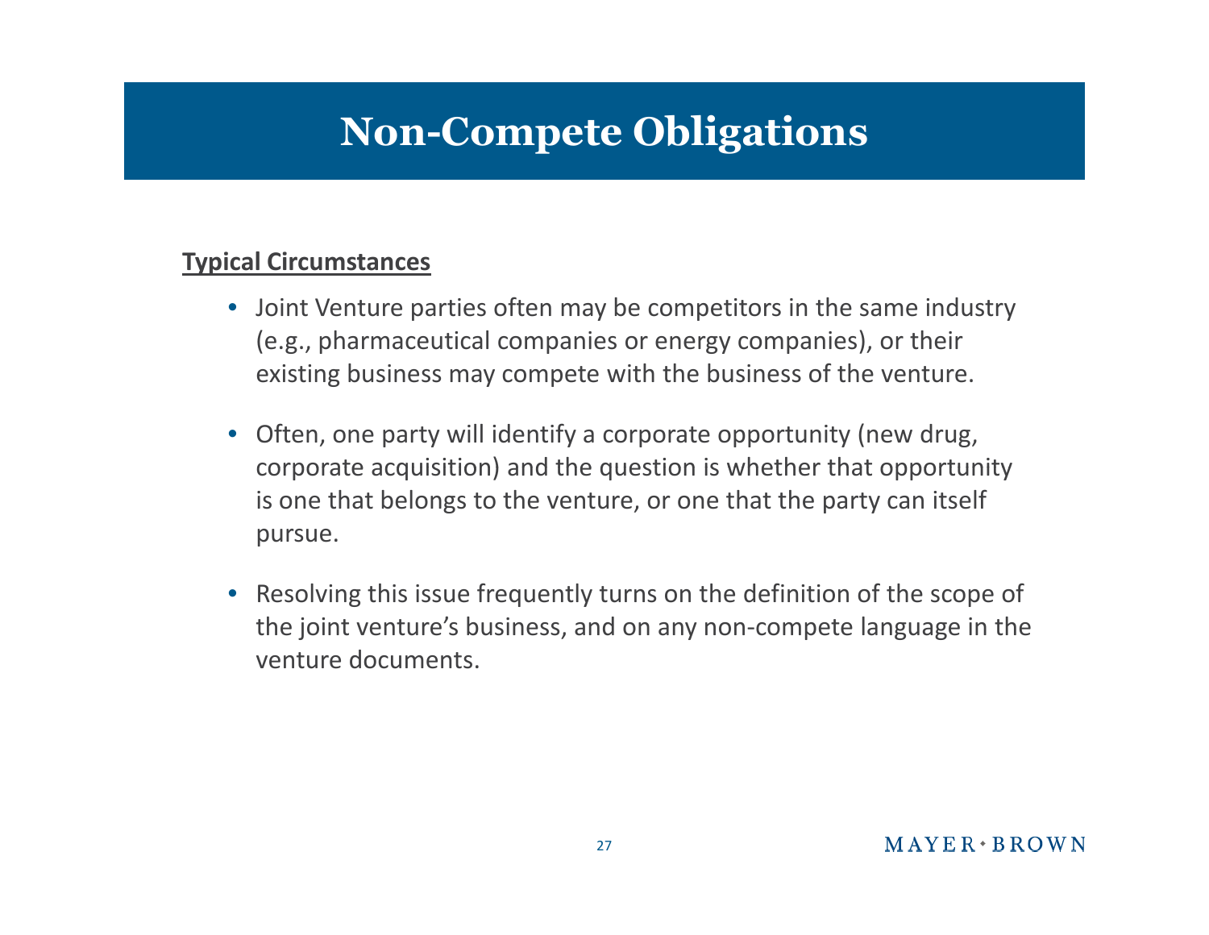# Non-Compete Obligations

**Typical Circumstances**

- Joint Venture parties often may be competitors in the same industry (e.g., pharmaceutical companies or energy companies), or their existing business may compete with the business of the venture.
- Often, one party will identify a corporate opportunity (new drug, corporate acquisition) and the question is whether that opportunity is one that belongs to the venture, or one that the party can itself pursue.
- Resolving this issue frequently turns on the definition of the scope of the joint venture's business, and on any non-compete language in the venture documents.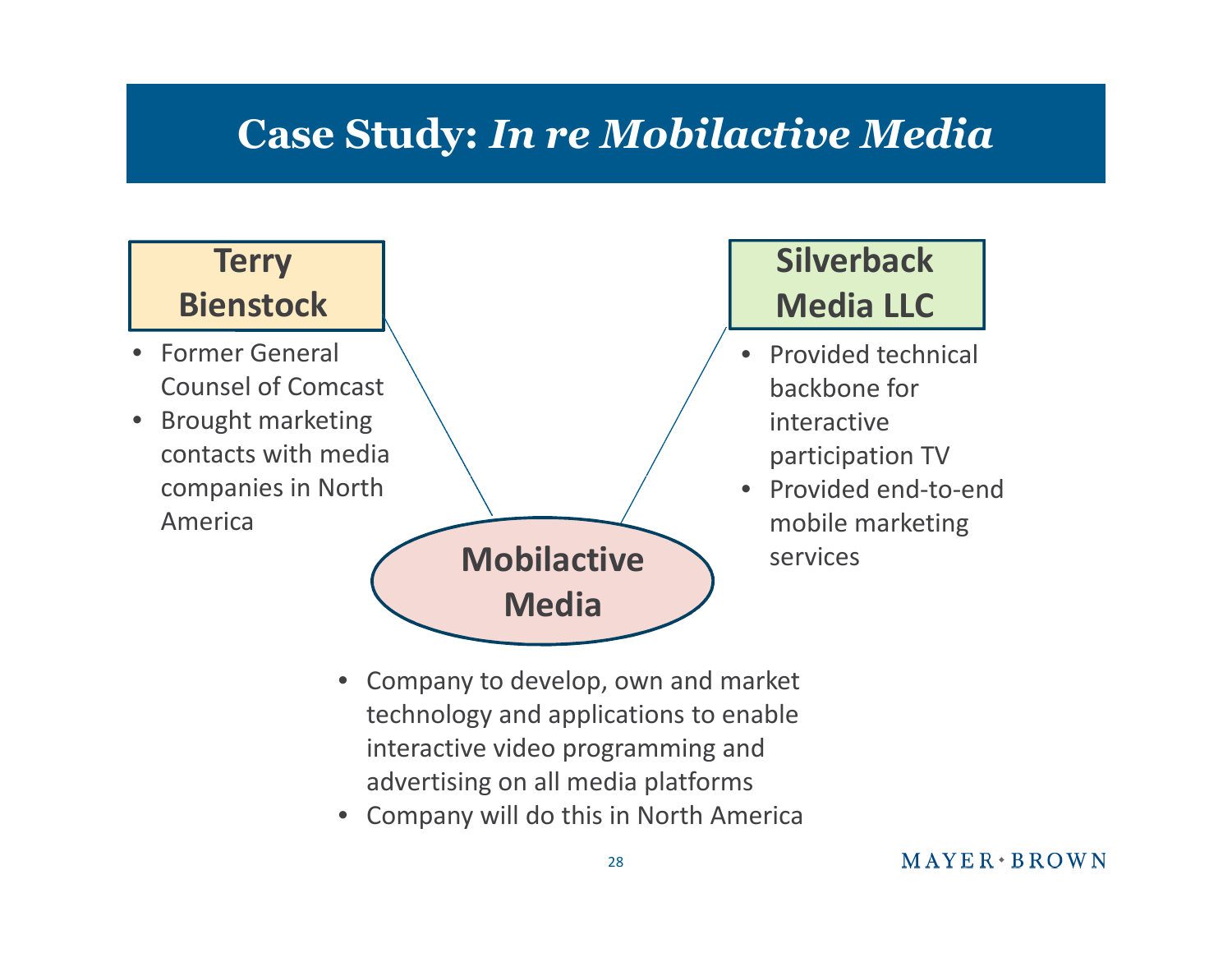# Case Study: *In re Mobilactive Media*

**Terry Bienstock**

- Former General Counsel of Comcast
- Brought marketing contacts with media companies in North America

**Silverback Media LLC**

- Provided technical backbone for interactive participation TV
- Provided end-to-end mobile marketing services

**Mobilactive Media**

- Company to develop, own and market technology and applications to enable interactive video programming and advertising on all media platforms
- Company will do this in North America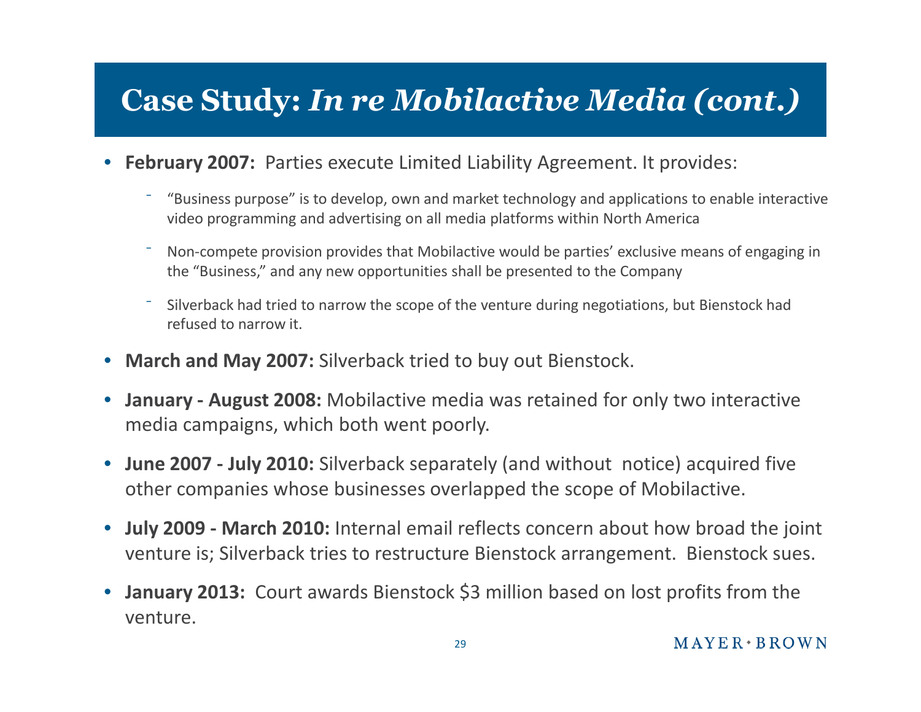# Case Study: *In re Mobilactive Media (cont.)*

- **February 2007:** Parties execute Limited Liability Agreement. It provides:
  - "Business purpose" is to develop, own and market technology and applications to enable interactive video programming and advertising on all media platforms within North America
  - Non-compete provision provides that Mobilactive would be parties' exclusive means of engaging in the "Business," and any new opportunities shall be presented to the Company
  - Silverback had tried to narrow the scope of the venture during negotiations, but Bienstock had refused to narrow it.
- **March and May 2007:** Silverback tried to buy out Bienstock.
- **January - August 2008:** Mobilactive media was retained for only two interactive media campaigns, which both went poorly.
- **June 2007 - July 2010:** Silverback separately (and without notice) acquired five other companies whose businesses overlapped the scope of Mobilactive.
- **July 2009 - March 2010:** Internal email reflects concern about how broad the joint venture is; Silverback tries to restructure Bienstock arrangement. Bienstock sues.
- **January 2013:** Court awards Bienstock $3 million based on lost profits from the venture.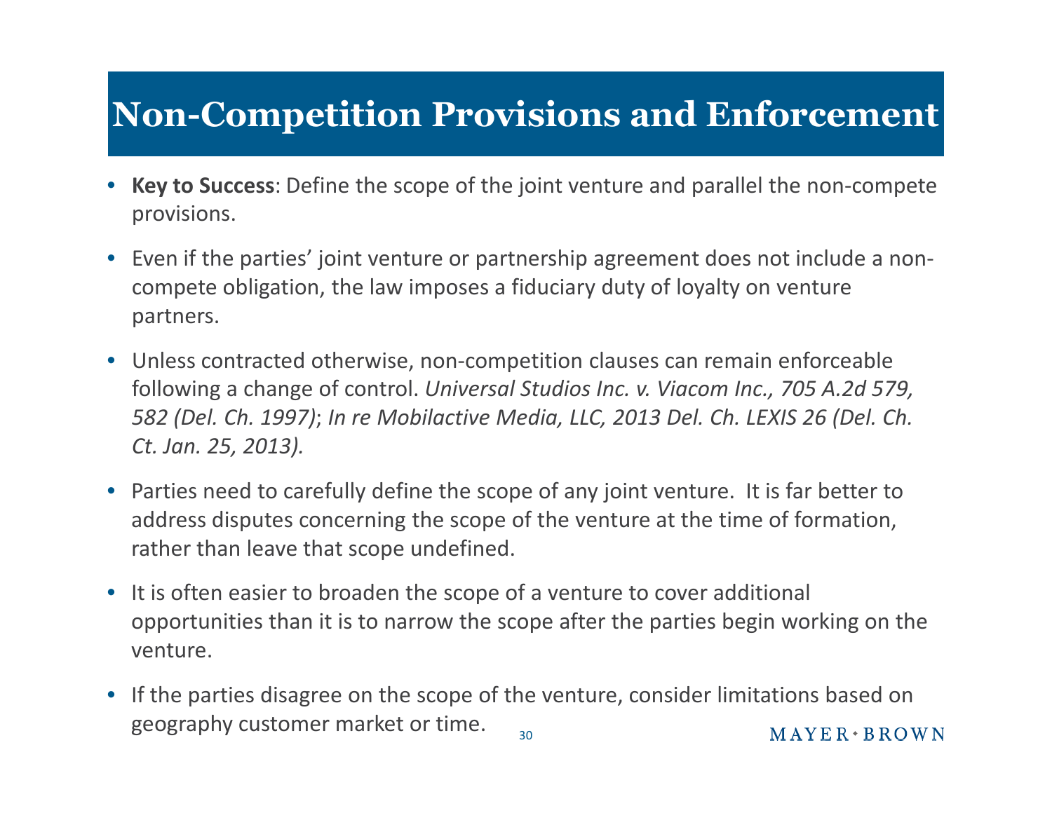# Non-Competition Provisions and Enforcement

- **Key to Success**: Define the scope of the joint venture and parallel the non-compete provisions.
- Even if the parties' joint venture or partnership agreement does not include a non-compete obligation, the law imposes a fiduciary duty of loyalty on venture partners.
- Unless contracted otherwise, non-competition clauses can remain enforceable following a change of control. *Universal Studios Inc. v. Viacom Inc., 705 A.2d 579, 582 (Del. Ch. 1997)*; *In re Mobilactive Media, LLC, 2013 Del. Ch. LEXIS 26 (Del. Ch. Ct. Jan. 25, 2013).*
- Parties need to carefully define the scope of any joint venture. It is far better to address disputes concerning the scope of the venture at the time of formation, rather than leave that scope undefined.
- It is often easier to broaden the scope of a venture to cover additional opportunities than it is to narrow the scope after the parties begin working on the venture.
- If the parties disagree on the scope of the venture, consider limitations based on geography customer market or time.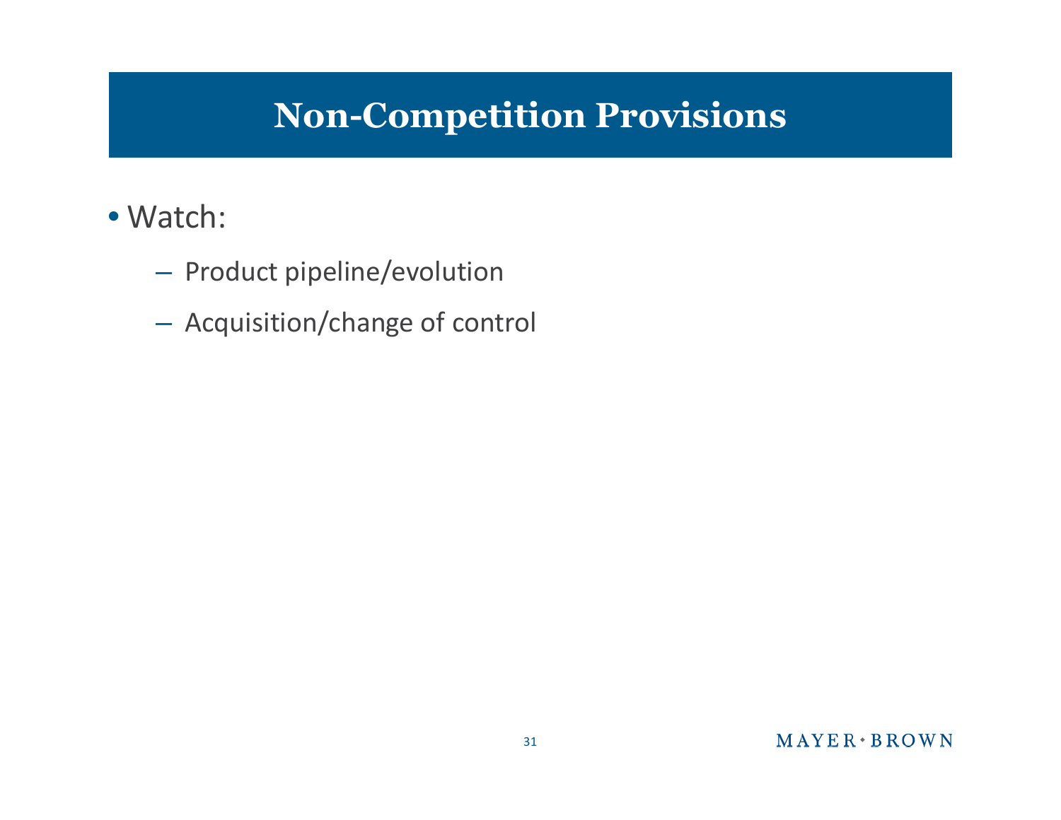# Non-Competition Provisions

- Watch:
  - Product pipeline/evolution
  - Acquisition/change of control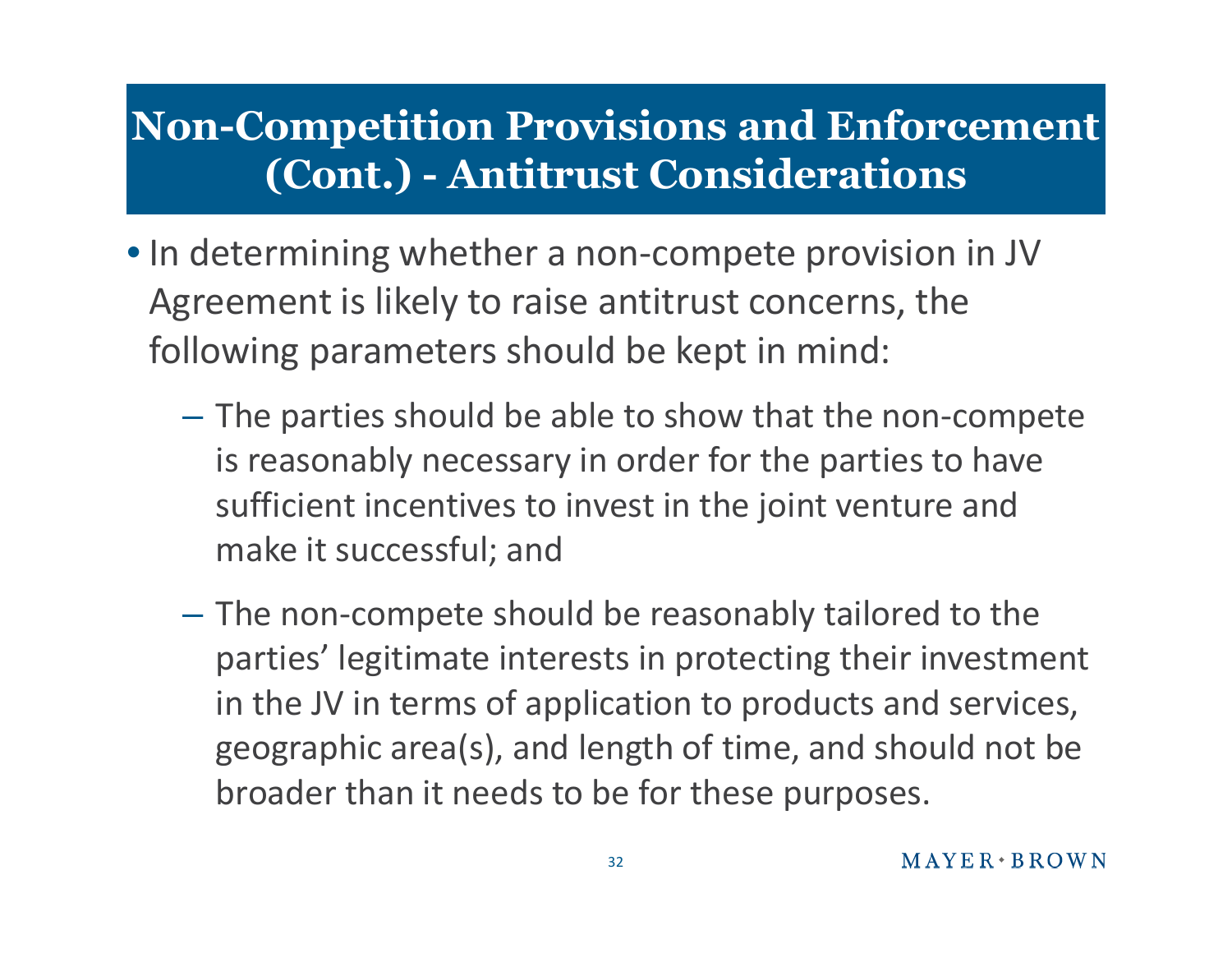# Non-Competition Provisions and Enforcement (Cont.) - Antitrust Considerations

- In determining whether a non-compete provision in JV Agreement is likely to raise antitrust concerns, the following parameters should be kept in mind:
  - The parties should be able to show that the non-compete is reasonably necessary in order for the parties to have sufficient incentives to invest in the joint venture and make it successful; and
  - The non-compete should be reasonably tailored to the parties' legitimate interests in protecting their investment in the JV in terms of application to products and services, geographic area(s), and length of time, and should not be broader than it needs to be for these purposes.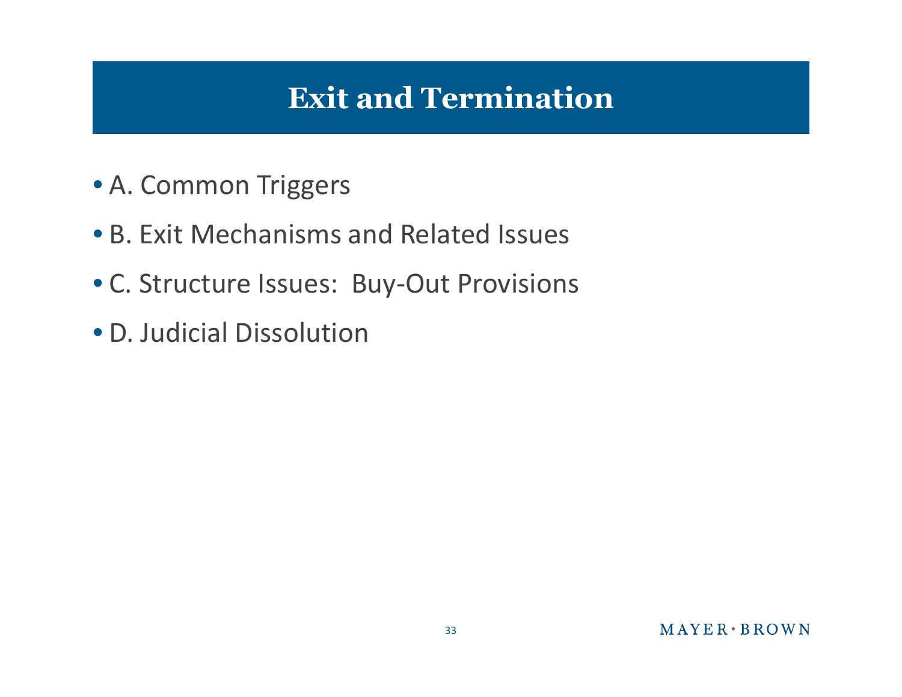# Exit and Termination

- A. Common Triggers
- B. Exit Mechanisms and Related Issues
- C. Structure Issues:  Buy-Out Provisions
- D. Judicial Dissolution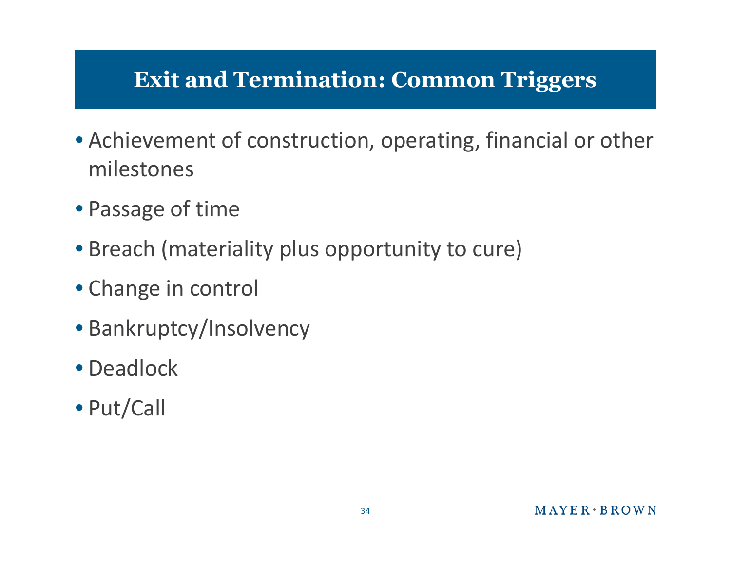# Exit and Termination: Common Triggers

- Achievement of construction, operating, financial or other milestones
- Passage of time
- Breach (materiality plus opportunity to cure)
- Change in control
- Bankruptcy/Insolvency
- Deadlock
- Put/Call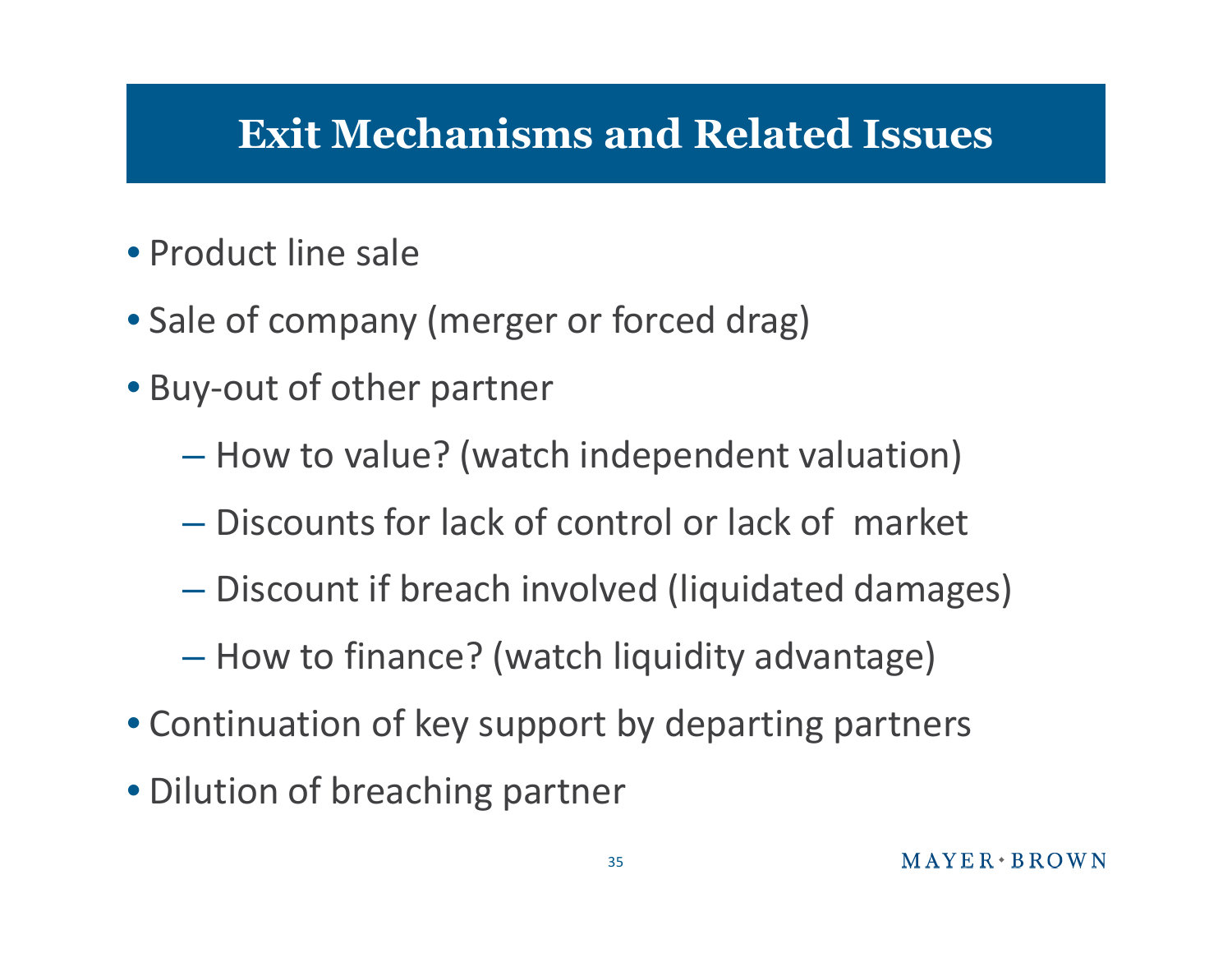# Exit Mechanisms and Related Issues

- Product line sale
- Sale of company (merger or forced drag)
- Buy-out of other partner
  - How to value? (watch independent valuation)
  - Discounts for lack of control or lack of market
  - Discount if breach involved (liquidated damages)
  - How to finance? (watch liquidity advantage)
- Continuation of key support by departing partners
- Dilution of breaching partner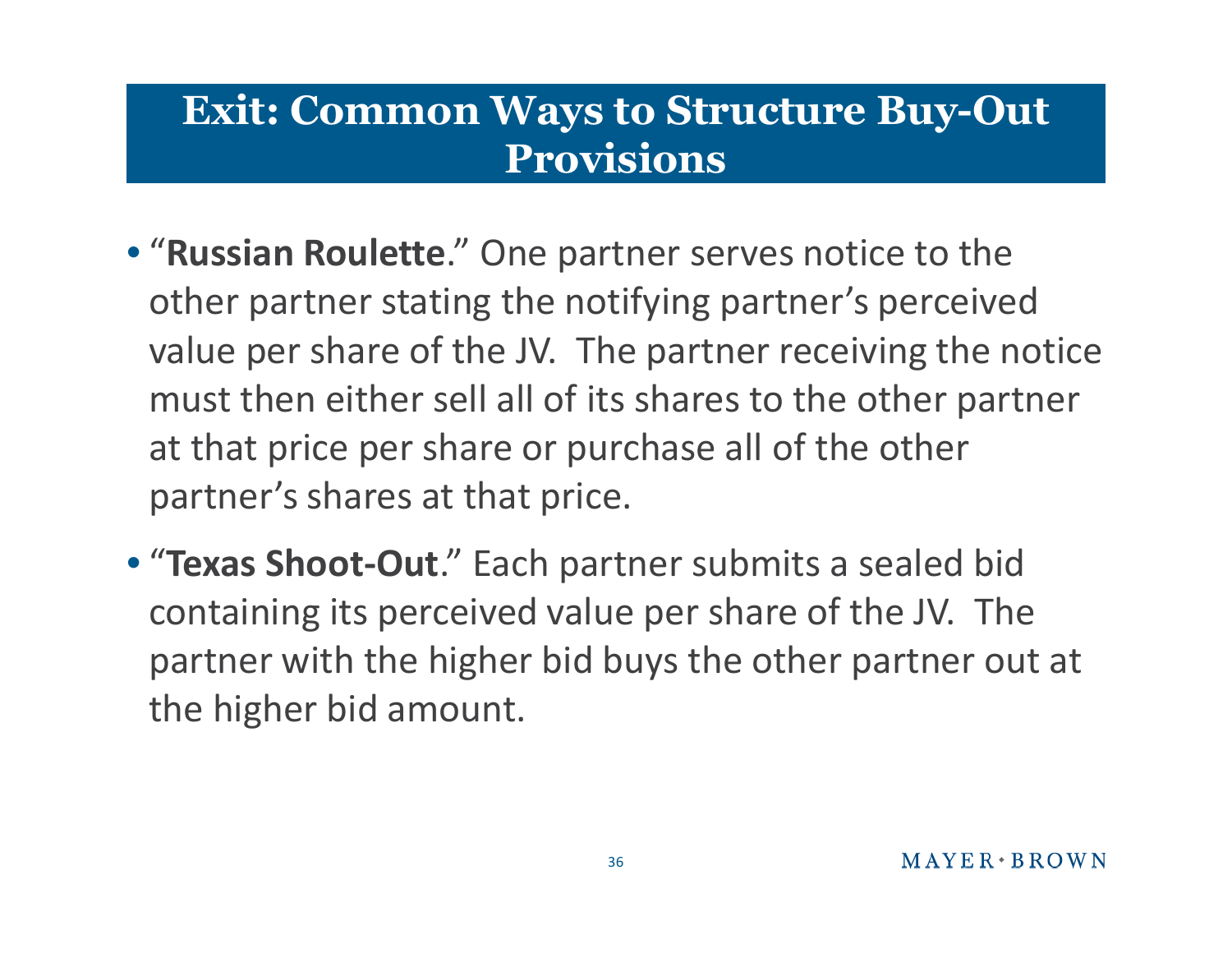# Exit: Common Ways to Structure Buy-Out Provisions

- "**Russian Roulette**." One partner serves notice to the other partner stating the notifying partner's perceived value per share of the JV. The partner receiving the notice must then either sell all of its shares to the other partner at that price per share or purchase all of the other partner's shares at that price.
- "**Texas Shoot-Out**." Each partner submits a sealed bid containing its perceived value per share of the JV. The partner with the higher bid buys the other partner out at the higher bid amount.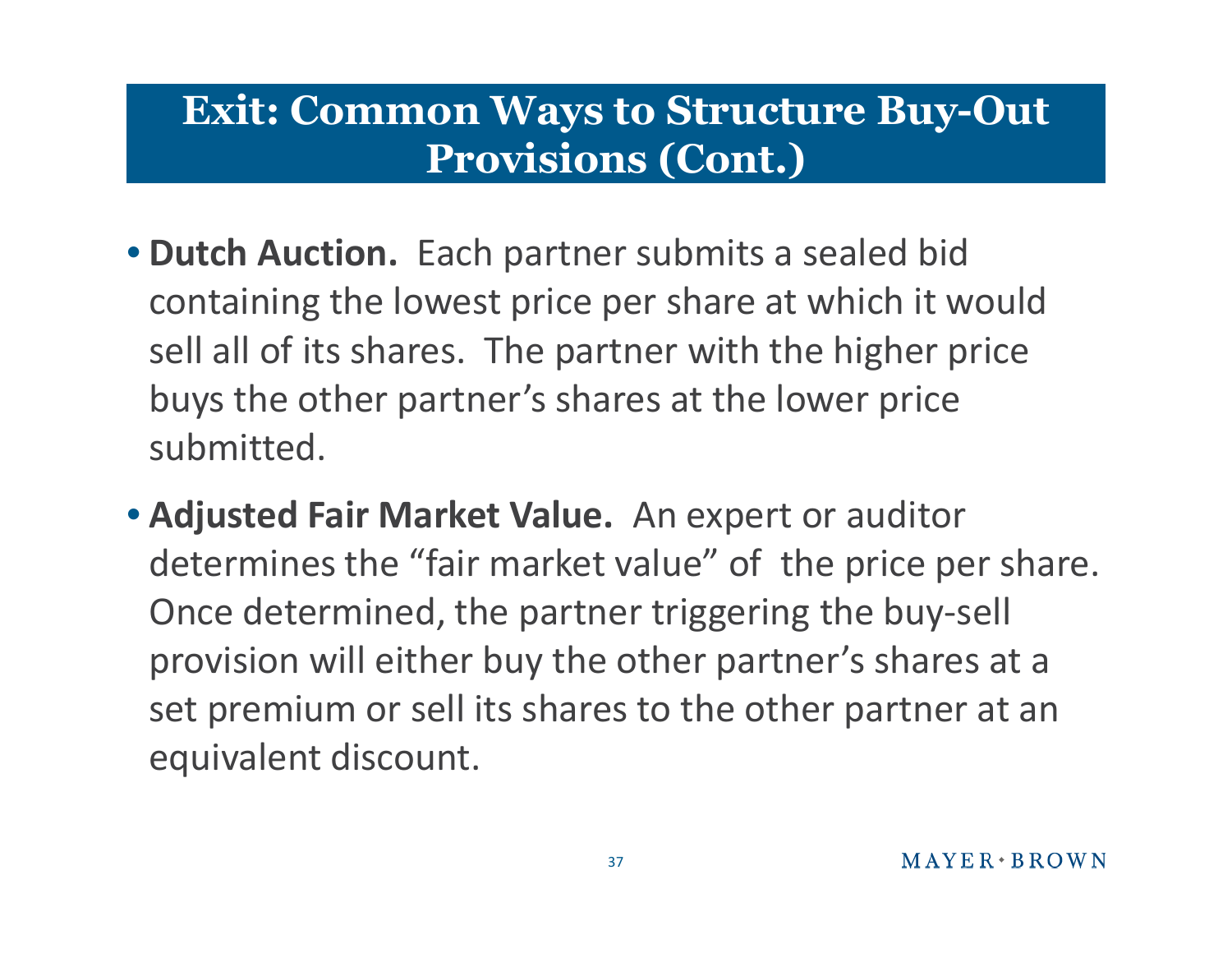# Exit: Common Ways to Structure Buy-Out Provisions (Cont.)

- **Dutch Auction.** Each partner submits a sealed bid containing the lowest price per share at which it would sell all of its shares. The partner with the higher price buys the other partner's shares at the lower price submitted.
- **Adjusted Fair Market Value.** An expert or auditor determines the "fair market value" of the price per share. Once determined, the partner triggering the buy-sell provision will either buy the other partner's shares at a set premium or sell its shares to the other partner at an equivalent discount.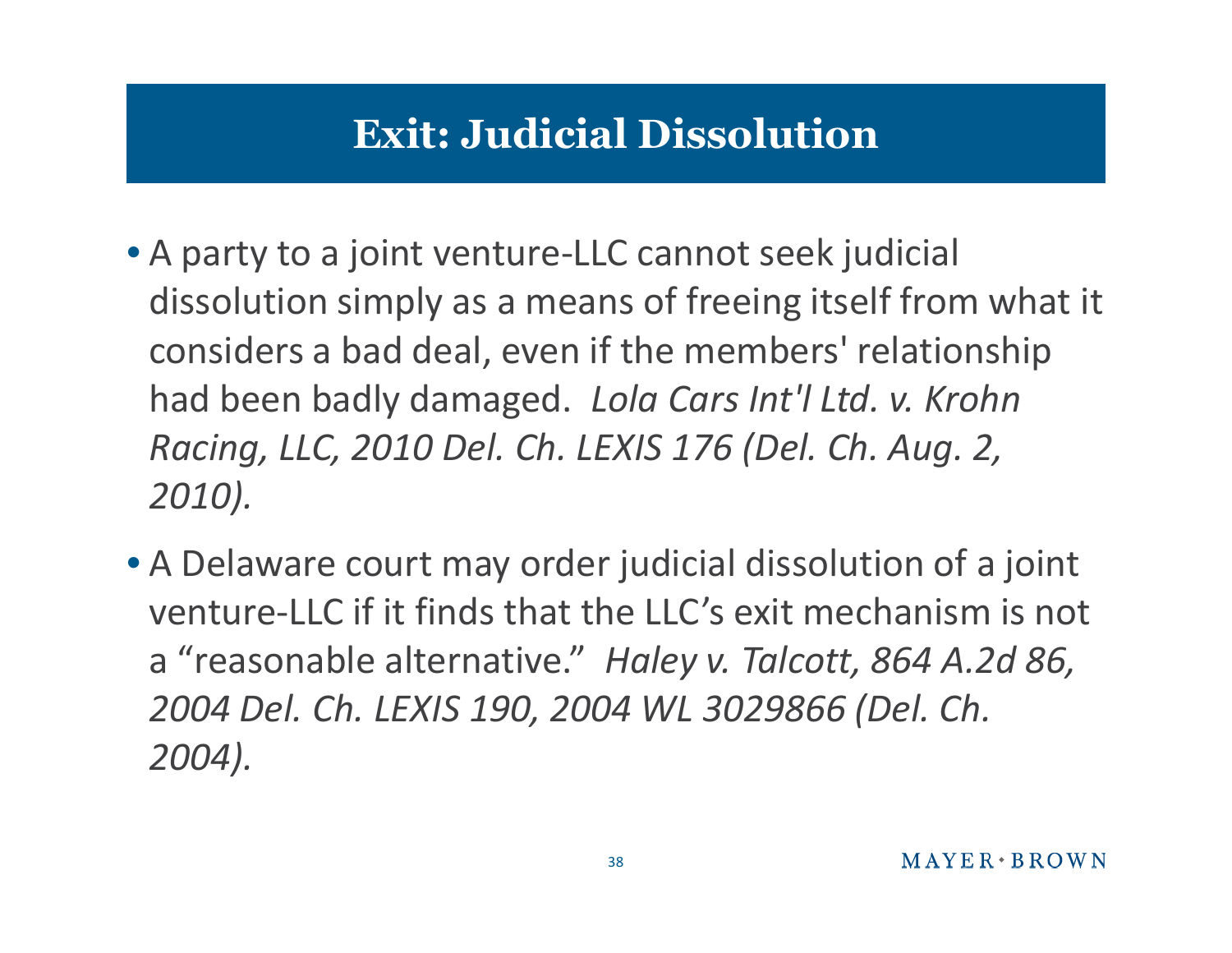# Exit: Judicial Dissolution

- A party to a joint venture-LLC cannot seek judicial dissolution simply as a means of freeing itself from what it considers a bad deal, even if the members' relationship had been badly damaged. *Lola Cars Int'l Ltd. v. Krohn Racing, LLC, 2010 Del. Ch. LEXIS 176 (Del. Ch. Aug. 2, 2010).*

- A Delaware court may order judicial dissolution of a joint venture-LLC if it finds that the LLC's exit mechanism is not a "reasonable alternative." *Haley v. Talcott, 864 A.2d 86, 2004 Del. Ch. LEXIS 190, 2004 WL 3029866 (Del. Ch. 2004).*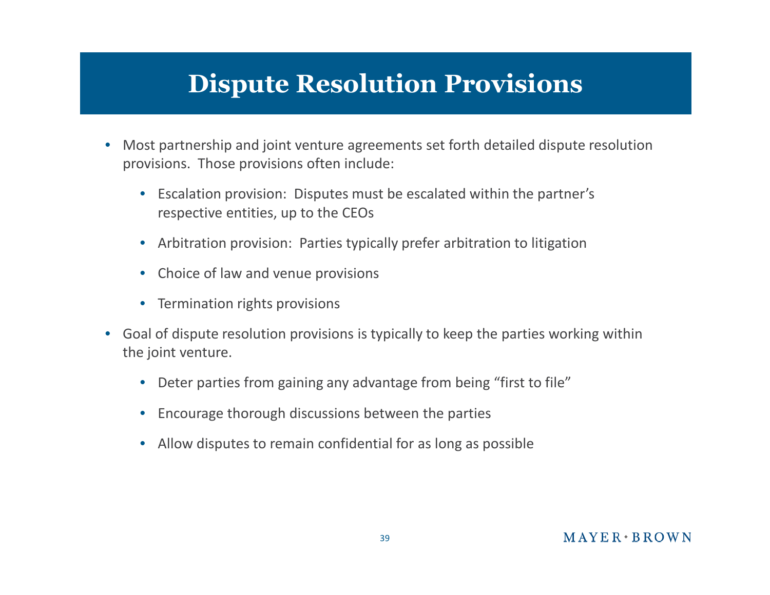# Dispute Resolution Provisions

- Most partnership and joint venture agreements set forth detailed dispute resolution provisions. Those provisions often include:
  - Escalation provision: Disputes must be escalated within the partner's respective entities, up to the CEOs
  - Arbitration provision: Parties typically prefer arbitration to litigation
  - Choice of law and venue provisions
  - Termination rights provisions
- Goal of dispute resolution provisions is typically to keep the parties working within the joint venture.
  - Deter parties from gaining any advantage from being "first to file"
  - Encourage thorough discussions between the parties
  - Allow disputes to remain confidential for as long as possible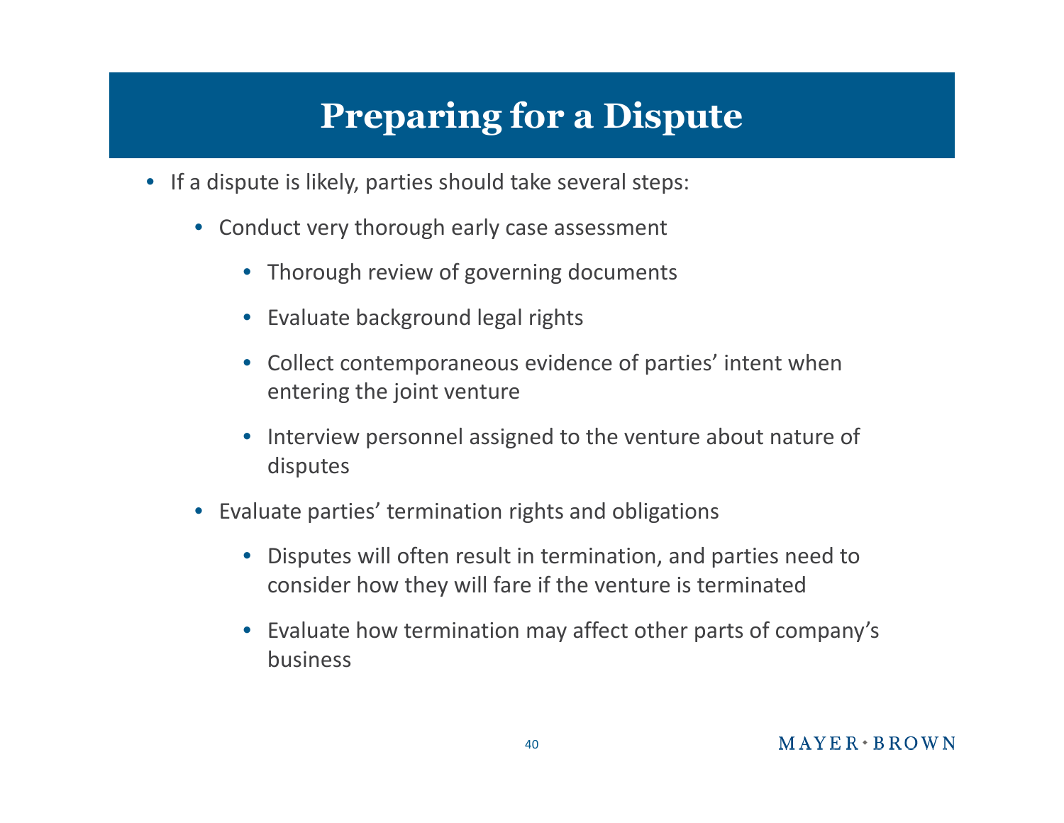# Preparing for a Dispute

- If a dispute is likely, parties should take several steps:
  - Conduct very thorough early case assessment
    - Thorough review of governing documents
    - Evaluate background legal rights
    - Collect contemporaneous evidence of parties' intent when entering the joint venture
    - Interview personnel assigned to the venture about nature of disputes
  - Evaluate parties' termination rights and obligations
    - Disputes will often result in termination, and parties need to consider how they will fare if the venture is terminated
    - Evaluate how termination may affect other parts of company's business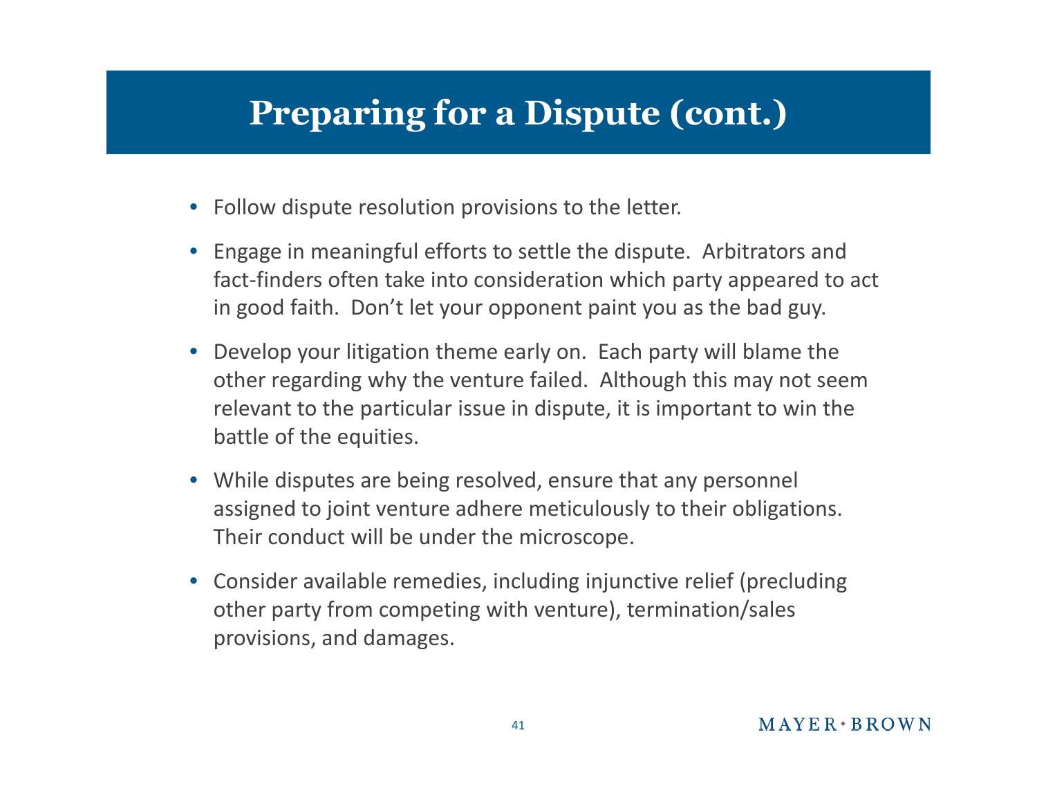# Preparing for a Dispute (cont.)

- Follow dispute resolution provisions to the letter.
- Engage in meaningful efforts to settle the dispute. Arbitrators and fact-finders often take into consideration which party appeared to act in good faith. Don't let your opponent paint you as the bad guy.
- Develop your litigation theme early on. Each party will blame the other regarding why the venture failed. Although this may not seem relevant to the particular issue in dispute, it is important to win the battle of the equities.
- While disputes are being resolved, ensure that any personnel assigned to joint venture adhere meticulously to their obligations. Their conduct will be under the microscope.
- Consider available remedies, including injunctive relief (precluding other party from competing with venture), termination/sales provisions, and damages.